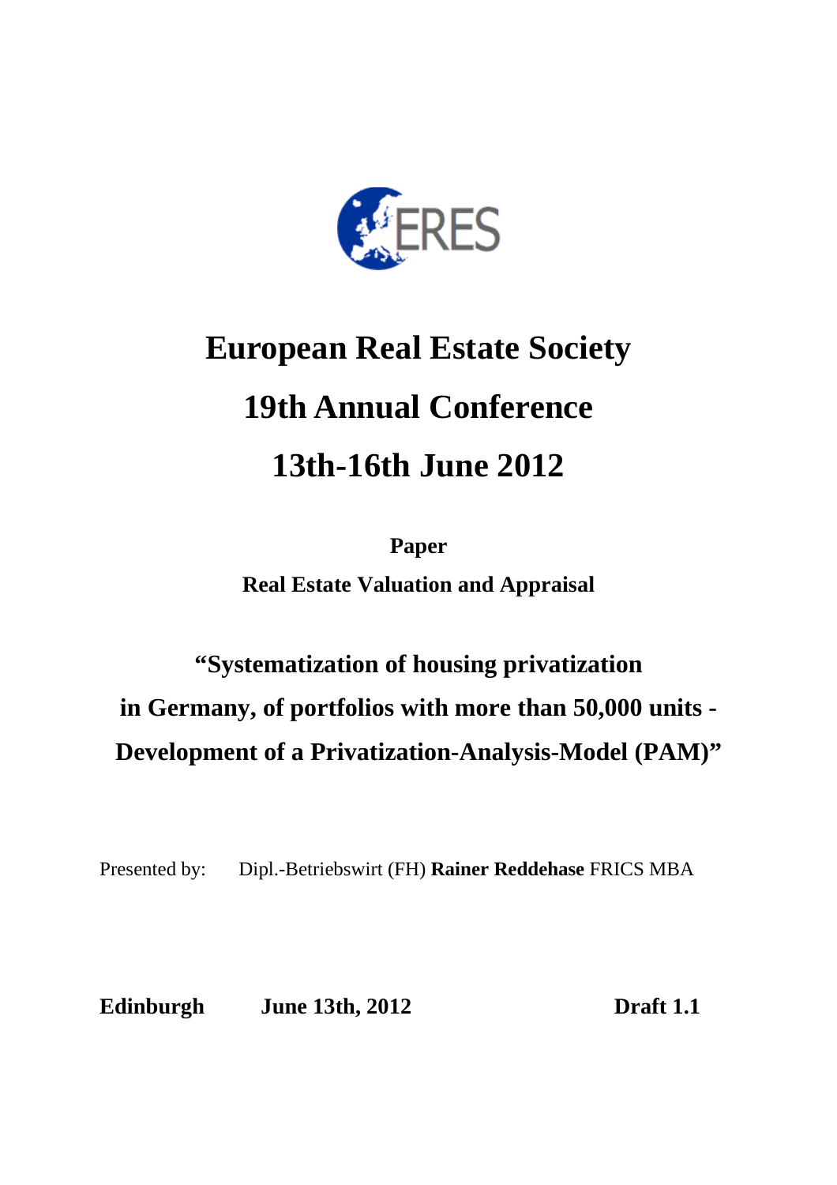# European Real Estate Society

# 19th Annual Conference

# 13th-16th June 2012

**Paper**

**Real Estate Valuation and Appraisal**

## "Systematization of housing privatization in Germany, of portfolios with more than 50,000 units - Development of a Privatization-Analysis-Model (PAM)"

Presented by: Dipl.-Betriebswirt (FH) **Rainer Reddehase** FRICS MBA

**Edinburgh** **June 13th, 2012** **Draft 1.1**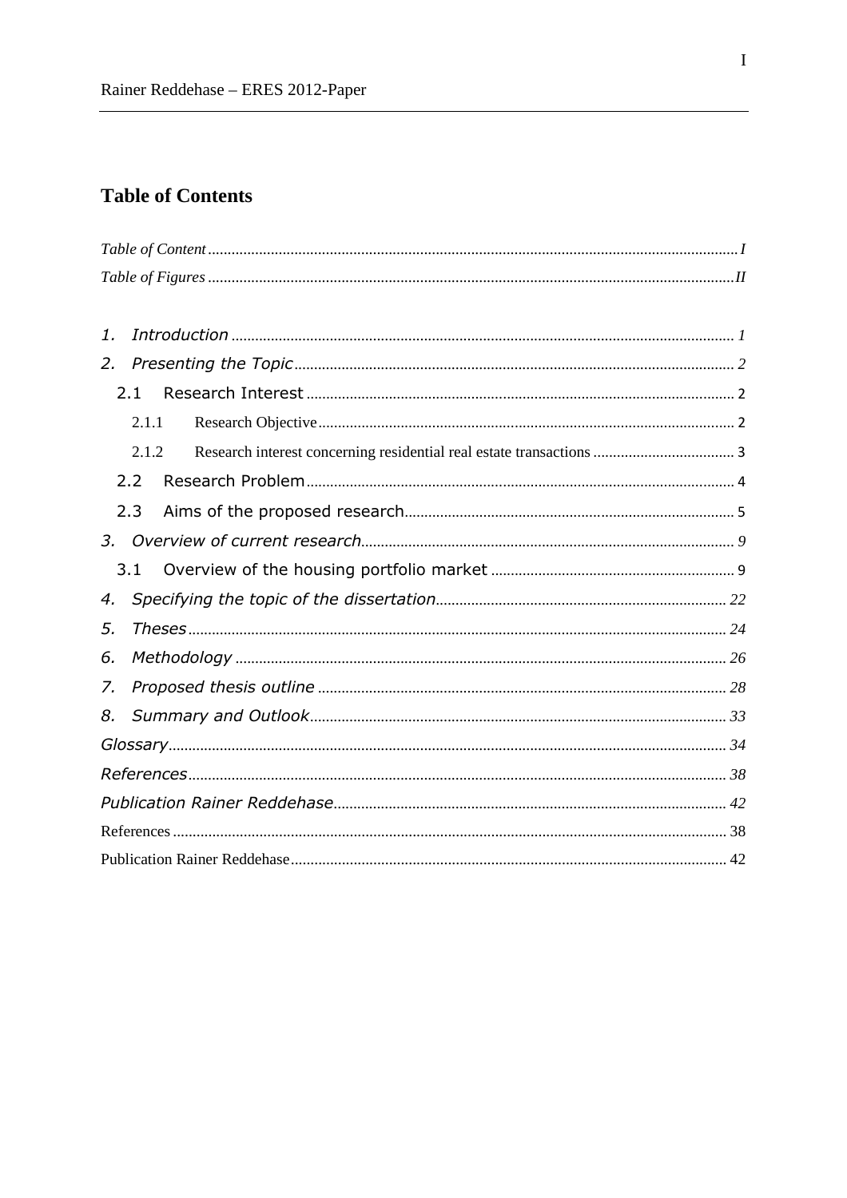# Table of Contents

*Table of Content* ........ *I*

*Table of Figures* ........ *II*

1. *Introduction* ........ *1*
2. *Presenting the Topic* ........ *2*
   - 2.1 Research Interest ........ 2
     - 2.1.1 Research Objective ........ 2
     - 2.1.2 Research interest concerning residential real estate transactions ........ 3
   - 2.2 Research Problem ........ 4
   - 2.3 Aims of the proposed research ........ 5
3. *Overview of current research* ........ *9*
   - 3.1 Overview of the housing portfolio market ........ 9
4. *Specifying the topic of the dissertation* ........ *22*
5. *Theses* ........ *24*
6. *Methodology* ........ *26*
7. *Proposed thesis outline* ........ *28*
8. *Summary and Outlook* ........ *33*

*Glossary* ........ *34*

*References* ........ *38*

*Publication Rainer Reddehase* ........ *42*

References ........ 38

Publication Rainer Reddehase ........ 42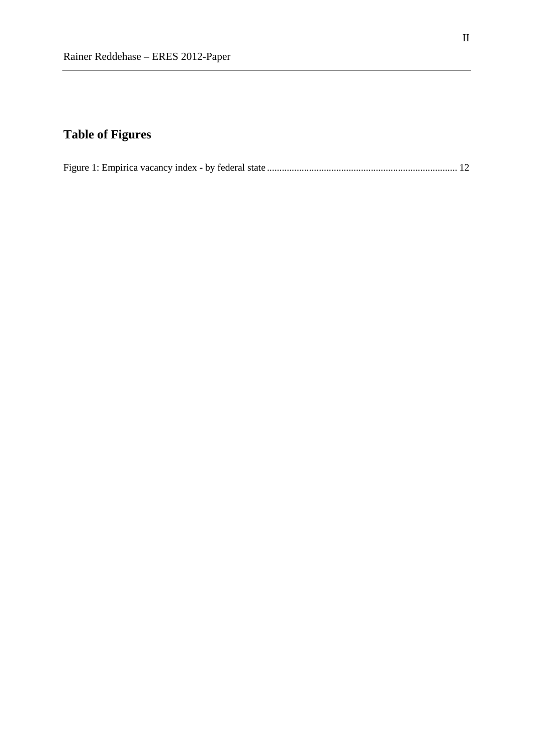## Table of Figures

Figure 1: Empirica vacancy index - by federal state ............................................................................ 12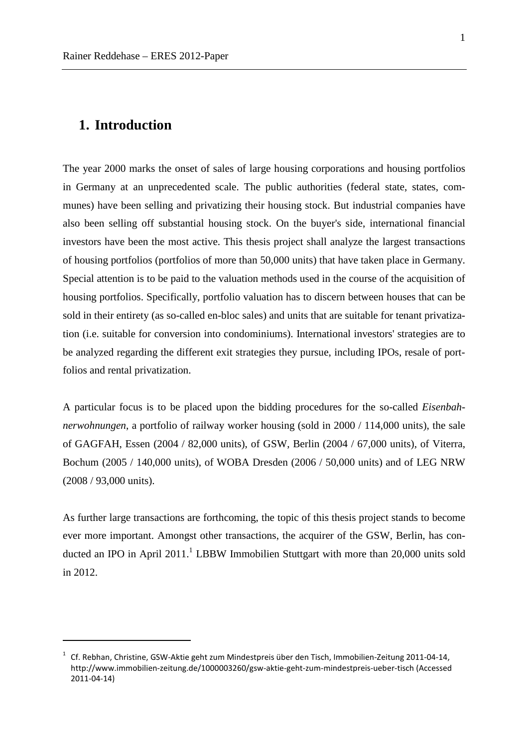# 1. Introduction

The year 2000 marks the onset of sales of large housing corporations and housing portfolios in Germany at an unprecedented scale. The public authorities (federal state, states, communes) have been selling and privatizing their housing stock. But industrial companies have also been selling off substantial housing stock. On the buyer's side, international financial investors have been the most active. This thesis project shall analyze the largest transactions of housing portfolios (portfolios of more than 50,000 units) that have taken place in Germany. Special attention is to be paid to the valuation methods used in the course of the acquisition of housing portfolios. Specifically, portfolio valuation has to discern between houses that can be sold in their entirety (as so-called en-bloc sales) and units that are suitable for tenant privatization (i.e. suitable for conversion into condominiums). International investors' strategies are to be analyzed regarding the different exit strategies they pursue, including IPOs, resale of portfolios and rental privatization.

A particular focus is to be placed upon the bidding procedures for the so-called *Eisenbahnerwohnungen*, a portfolio of railway worker housing (sold in 2000 / 114,000 units), the sale of GAGFAH, Essen (2004 / 82,000 units), of GSW, Berlin (2004 / 67,000 units), of Viterra, Bochum (2005 / 140,000 units), of WOBA Dresden (2006 / 50,000 units) and of LEG NRW (2008 / 93,000 units).

As further large transactions are forthcoming, the topic of this thesis project stands to become ever more important. Amongst other transactions, the acquirer of the GSW, Berlin, has conducted an IPO in April 2011.[1] LBBW Immobilien Stuttgart with more than 20,000 units sold in 2012.

---

[1] Cf. Rebhan, Christine, GSW-Aktie geht zum Mindestpreis über den Tisch, Immobilien-Zeitung 2011-04-14, http://www.immobilien-zeitung.de/1000003260/gsw-aktie-geht-zum-mindestpreis-ueber-tisch (Accessed 2011-04-14)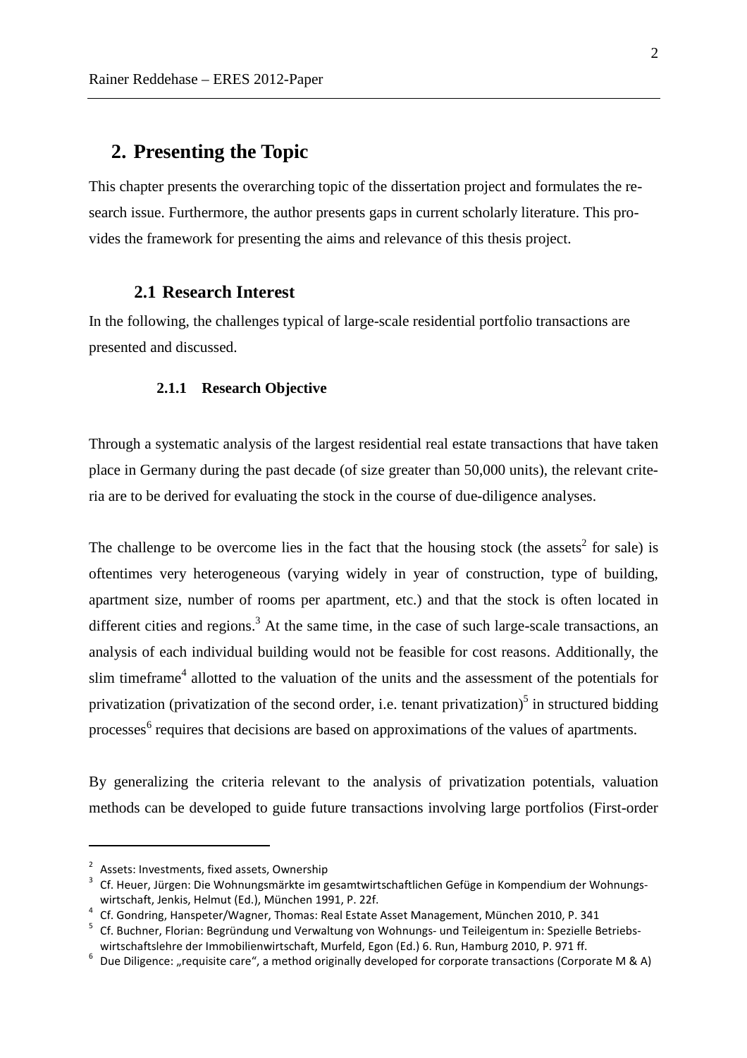## 2. Presenting the Topic

This chapter presents the overarching topic of the dissertation project and formulates the research issue. Furthermore, the author presents gaps in current scholarly literature. This provides the framework for presenting the aims and relevance of this thesis project.

### 2.1 Research Interest

In the following, the challenges typical of large-scale residential portfolio transactions are presented and discussed.

#### 2.1.1 Research Objective

Through a systematic analysis of the largest residential real estate transactions that have taken place in Germany during the past decade (of size greater than 50,000 units), the relevant criteria are to be derived for evaluating the stock in the course of due-diligence analyses.

The challenge to be overcome lies in the fact that the housing stock (the assets[2] for sale) is oftentimes very heterogeneous (varying widely in year of construction, type of building, apartment size, number of rooms per apartment, etc.) and that the stock is often located in different cities and regions.[3] At the same time, in the case of such large-scale transactions, an analysis of each individual building would not be feasible for cost reasons. Additionally, the slim timeframe[4] allotted to the valuation of the units and the assessment of the potentials for privatization (privatization of the second order, i.e. tenant privatization)[5] in structured bidding processes[6] requires that decisions are based on approximations of the values of apartments.

By generalizing the criteria relevant to the analysis of privatization potentials, valuation methods can be developed to guide future transactions involving large portfolios (First-order

---

[2] Assets: Investments, fixed assets, Ownership

[3] Cf. Heuer, Jürgen: Die Wohnungsmärkte im gesamtwirtschaftlichen Gefüge in Kompendium der Wohnungswirtschaft, Jenkis, Helmut (Ed.), München 1991, P. 22f.

[4] Cf. Gondring, Hanspeter/Wagner, Thomas: Real Estate Asset Management, München 2010, P. 341

[5] Cf. Buchner, Florian: Begründung und Verwaltung von Wohnungs- und Teileigentum in: Spezielle Betriebswirtschaftslehre der Immobilienwirtschaft, Murfeld, Egon (Ed.) 6. Run, Hamburg 2010, P. 971 ff.

[6] Due Diligence: „requisite care“, a method originally developed for corporate transactions (Corporate M & A)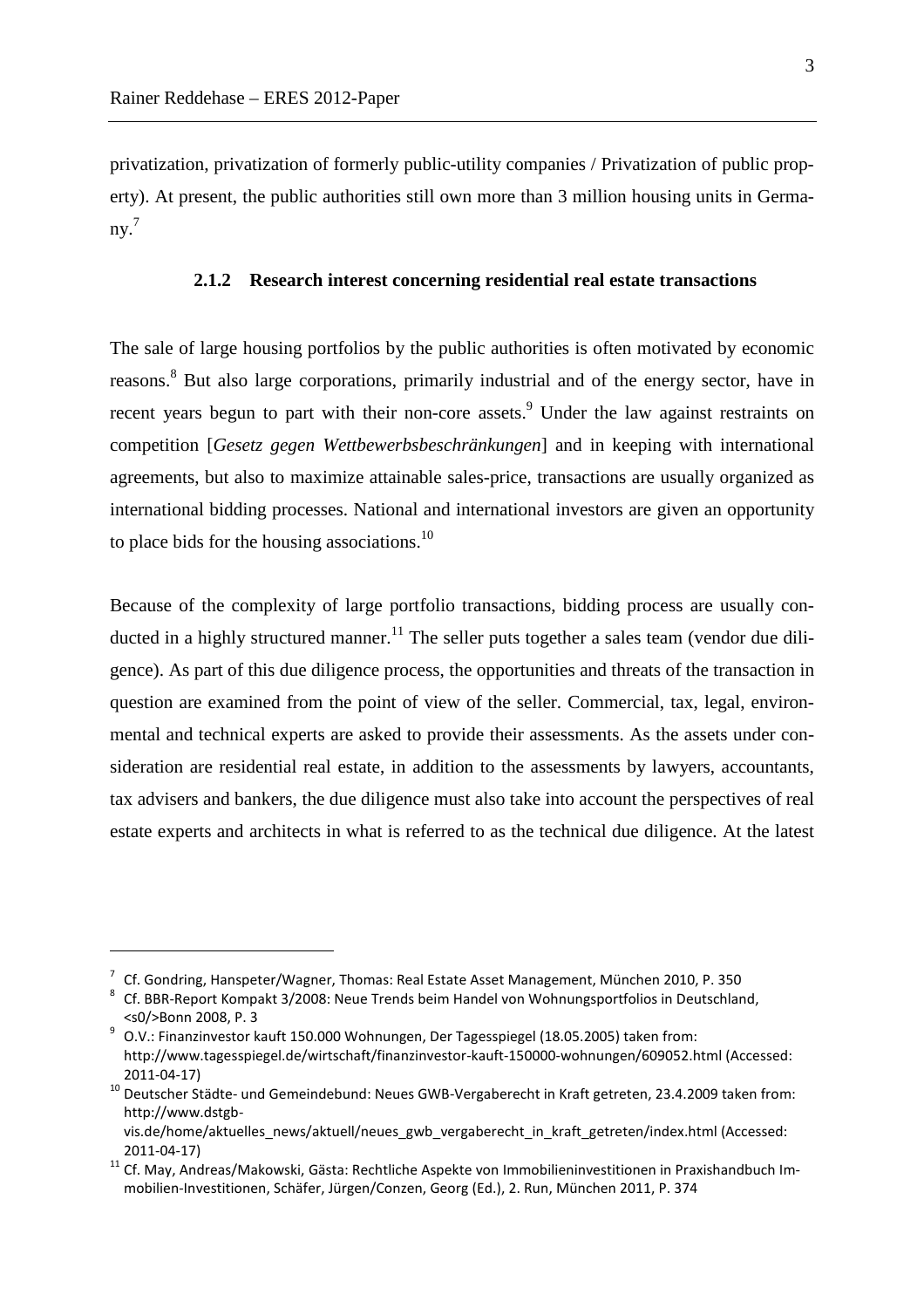privatization, privatization of formerly public-utility companies / Privatization of public property). At present, the public authorities still own more than 3 million housing units in Germany.[7]

### 2.1.2 Research interest concerning residential real estate transactions

The sale of large housing portfolios by the public authorities is often motivated by economic reasons.[8] But also large corporations, primarily industrial and of the energy sector, have in recent years begun to part with their non-core assets.[9] Under the law against restraints on competition [*Gesetz gegen Wettbewerbsbeschränkungen*] and in keeping with international agreements, but also to maximize attainable sales-price, transactions are usually organized as international bidding processes. National and international investors are given an opportunity to place bids for the housing associations.[10]

Because of the complexity of large portfolio transactions, bidding process are usually conducted in a highly structured manner.[11] The seller puts together a sales team (vendor due diligence). As part of this due diligence process, the opportunities and threats of the transaction in question are examined from the point of view of the seller. Commercial, tax, legal, environmental and technical experts are asked to provide their assessments. As the assets under consideration are residential real estate, in addition to the assessments by lawyers, accountants, tax advisers and bankers, the due diligence must also take into account the perspectives of real estate experts and architects in what is referred to as the technical due diligence. At the latest

---

[7] Cf. Gondring, Hanspeter/Wagner, Thomas: Real Estate Asset Management, München 2010, P. 350

[8] Cf. BBR-Report Kompakt 3/2008: Neue Trends beim Handel von Wohnungsportfolios in Deutschland, <s0/>Bonn 2008, P. 3

[9] O.V.: Finanzinvestor kauft 150.000 Wohnungen, Der Tagesspiegel (18.05.2005) taken from: http://www.tagesspiegel.de/wirtschaft/finanzinvestor-kauft-150000-wohnungen/609052.html (Accessed: 2011-04-17)

[10] Deutscher Städte- und Gemeindebund: Neues GWB-Vergaberecht in Kraft getreten, 23.4.2009 taken from: http://www.dstgb-vis.de/home/aktuelles_news/aktuell/neues_gwb_vergaberecht_in_kraft_getreten/index.html (Accessed: 2011-04-17)

[11] Cf. May, Andreas/Makowski, Gästa: Rechtliche Aspekte von Immobilieninvestitionen in Praxishandbuch Immobilien-Investitionen, Schäfer, Jürgen/Conzen, Georg (Ed.), 2. Run, München 2011, P. 374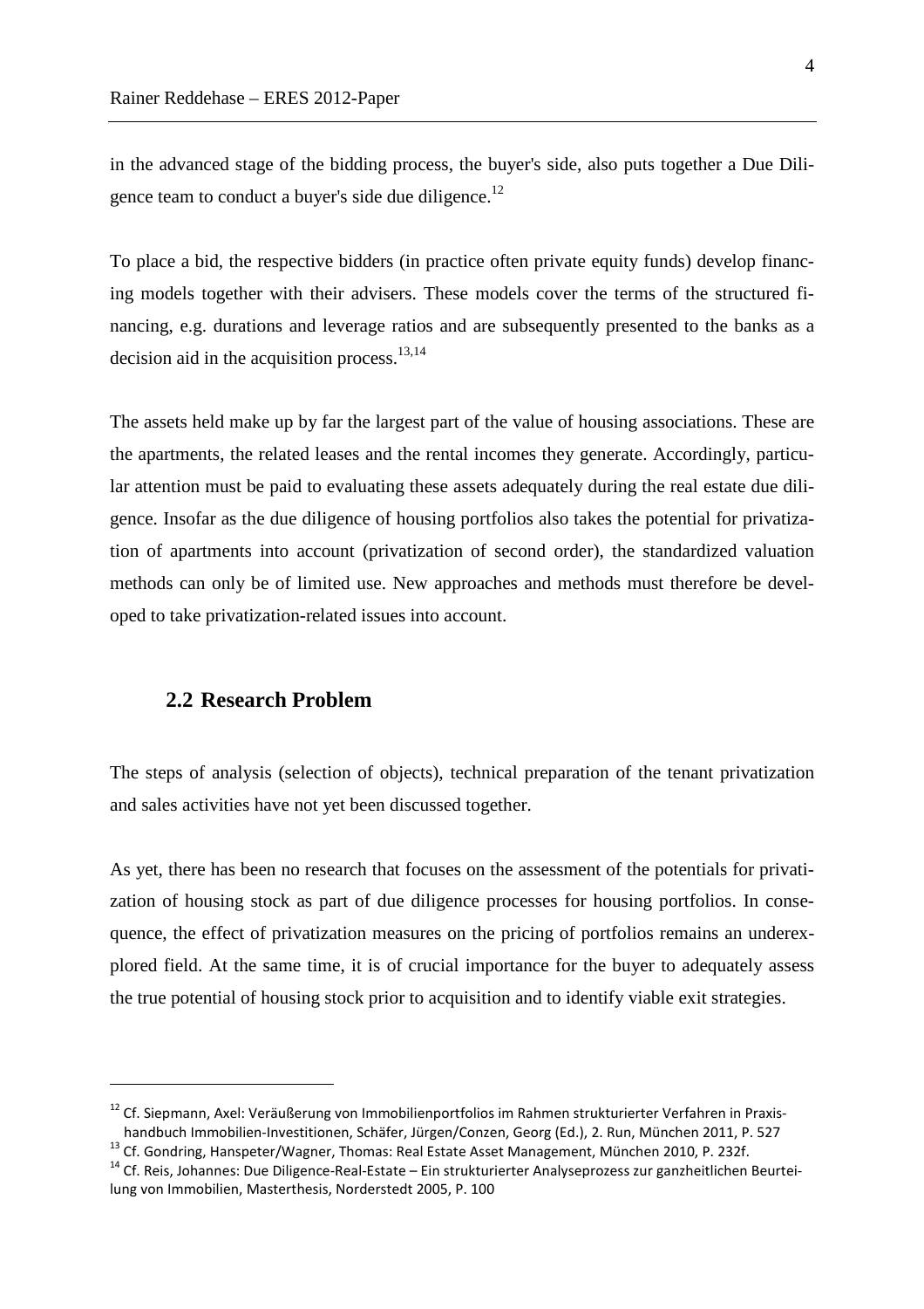in the advanced stage of the bidding process, the buyer's side, also puts together a Due Diligence team to conduct a buyer's side due diligence.[12]

To place a bid, the respective bidders (in practice often private equity funds) develop financing models together with their advisers. These models cover the terms of the structured financing, e.g. durations and leverage ratios and are subsequently presented to the banks as a decision aid in the acquisition process.[13,14]

The assets held make up by far the largest part of the value of housing associations. These are the apartments, the related leases and the rental incomes they generate. Accordingly, particular attention must be paid to evaluating these assets adequately during the real estate due diligence. Insofar as the due diligence of housing portfolios also takes the potential for privatization of apartments into account (privatization of second order), the standardized valuation methods can only be of limited use. New approaches and methods must therefore be developed to take privatization-related issues into account.

## 2.2 Research Problem

The steps of analysis (selection of objects), technical preparation of the tenant privatization and sales activities have not yet been discussed together.

As yet, there has been no research that focuses on the assessment of the potentials for privatization of housing stock as part of due diligence processes for housing portfolios. In consequence, the effect of privatization measures on the pricing of portfolios remains an underexplored field. At the same time, it is of crucial importance for the buyer to adequately assess the true potential of housing stock prior to acquisition and to identify viable exit strategies.

---

[12] Cf. Siepmann, Axel: Veräußerung von Immobilienportfolios im Rahmen strukturierter Verfahren in Praxishandbuch Immobilien-Investitionen, Schäfer, Jürgen/Conzen, Georg (Ed.), 2. Run, München 2011, P. 527

[13] Cf. Gondring, Hanspeter/Wagner, Thomas: Real Estate Asset Management, München 2010, P. 232f.

[14] Cf. Reis, Johannes: Due Diligence-Real-Estate – Ein strukturierter Analyseprozess zur ganzheitlichen Beurteilung von Immobilien, Masterthesis, Norderstedt 2005, P. 100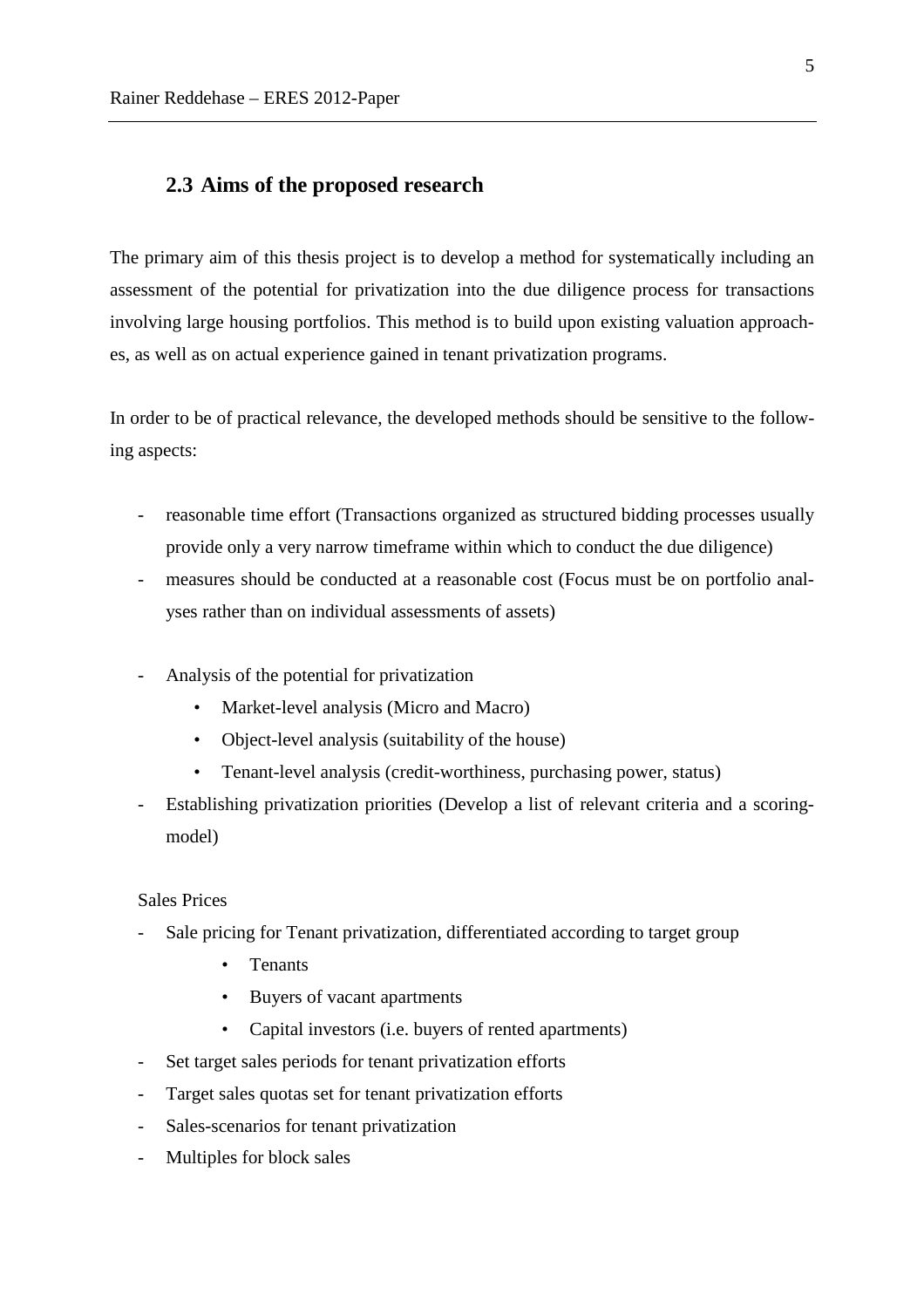## 2.3 Aims of the proposed research

The primary aim of this thesis project is to develop a method for systematically including an assessment of the potential for privatization into the due diligence process for transactions involving large housing portfolios. This method is to build upon existing valuation approaches, as well as on actual experience gained in tenant privatization programs.

In order to be of practical relevance, the developed methods should be sensitive to the following aspects:

- reasonable time effort (Transactions organized as structured bidding processes usually provide only a very narrow timeframe within which to conduct the due diligence)
- measures should be conducted at a reasonable cost (Focus must be on portfolio analyses rather than on individual assessments of assets)

- Analysis of the potential for privatization
  - Market-level analysis (Micro and Macro)
  - Object-level analysis (suitability of the house)
  - Tenant-level analysis (credit-worthiness, purchasing power, status)
- Establishing privatization priorities (Develop a list of relevant criteria and a scoring-model)

Sales Prices

- Sale pricing for Tenant privatization, differentiated according to target group
  - Tenants
  - Buyers of vacant apartments
  - Capital investors (i.e. buyers of rented apartments)
- Set target sales periods for tenant privatization efforts
- Target sales quotas set for tenant privatization efforts
- Sales-scenarios for tenant privatization
- Multiples for block sales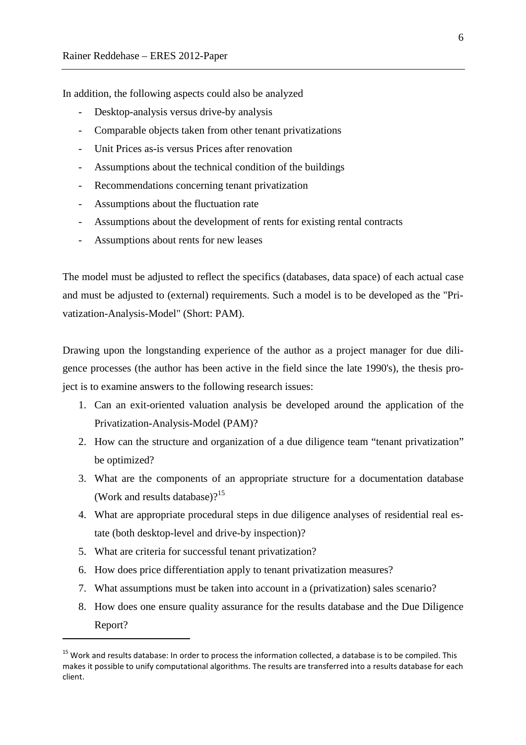In addition, the following aspects could also be analyzed

- Desktop-analysis versus drive-by analysis
- Comparable objects taken from other tenant privatizations
- Unit Prices as-is versus Prices after renovation
- Assumptions about the technical condition of the buildings
- Recommendations concerning tenant privatization
- Assumptions about the fluctuation rate
- Assumptions about the development of rents for existing rental contracts
- Assumptions about rents for new leases

The model must be adjusted to reflect the specifics (databases, data space) of each actual case and must be adjusted to (external) requirements. Such a model is to be developed as the "Privatization-Analysis-Model" (Short: PAM).

Drawing upon the longstanding experience of the author as a project manager for due diligence processes (the author has been active in the field since the late 1990's), the thesis project is to examine answers to the following research issues:

1. Can an exit-oriented valuation analysis be developed around the application of the Privatization-Analysis-Model (PAM)?
2. How can the structure and organization of a due diligence team "tenant privatization" be optimized?
3. What are the components of an appropriate structure for a documentation database (Work and results database)?[15]
4. What are appropriate procedural steps in due diligence analyses of residential real estate (both desktop-level and drive-by inspection)?
5. What are criteria for successful tenant privatization?
6. How does price differentiation apply to tenant privatization measures?
7. What assumptions must be taken into account in a (privatization) sales scenario?
8. How does one ensure quality assurance for the results database and the Due Diligence Report?

---

[15] Work and results database: In order to process the information collected, a database is to be compiled. This makes it possible to unify computational algorithms. The results are transferred into a results database for each client.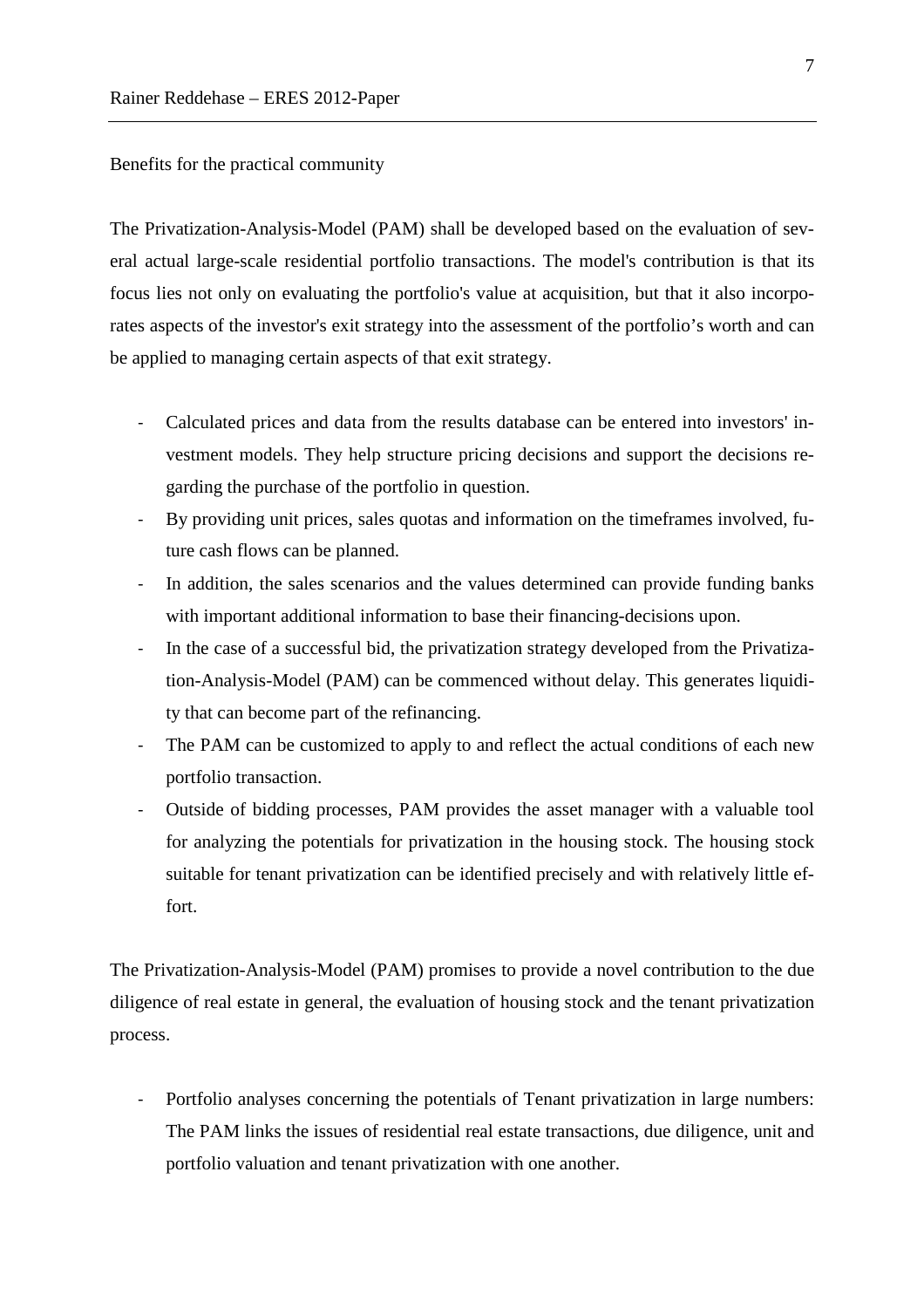Benefits for the practical community

The Privatization-Analysis-Model (PAM) shall be developed based on the evaluation of several actual large-scale residential portfolio transactions. The model's contribution is that its focus lies not only on evaluating the portfolio's value at acquisition, but that it also incorporates aspects of the investor's exit strategy into the assessment of the portfolio's worth and can be applied to managing certain aspects of that exit strategy.

- Calculated prices and data from the results database can be entered into investors' investment models. They help structure pricing decisions and support the decisions regarding the purchase of the portfolio in question.
- By providing unit prices, sales quotas and information on the timeframes involved, future cash flows can be planned.
- In addition, the sales scenarios and the values determined can provide funding banks with important additional information to base their financing-decisions upon.
- In the case of a successful bid, the privatization strategy developed from the Privatization-Analysis-Model (PAM) can be commenced without delay. This generates liquidity that can become part of the refinancing.
- The PAM can be customized to apply to and reflect the actual conditions of each new portfolio transaction.
- Outside of bidding processes, PAM provides the asset manager with a valuable tool for analyzing the potentials for privatization in the housing stock. The housing stock suitable for tenant privatization can be identified precisely and with relatively little effort.

The Privatization-Analysis-Model (PAM) promises to provide a novel contribution to the due diligence of real estate in general, the evaluation of housing stock and the tenant privatization process.

- Portfolio analyses concerning the potentials of Tenant privatization in large numbers: The PAM links the issues of residential real estate transactions, due diligence, unit and portfolio valuation and tenant privatization with one another.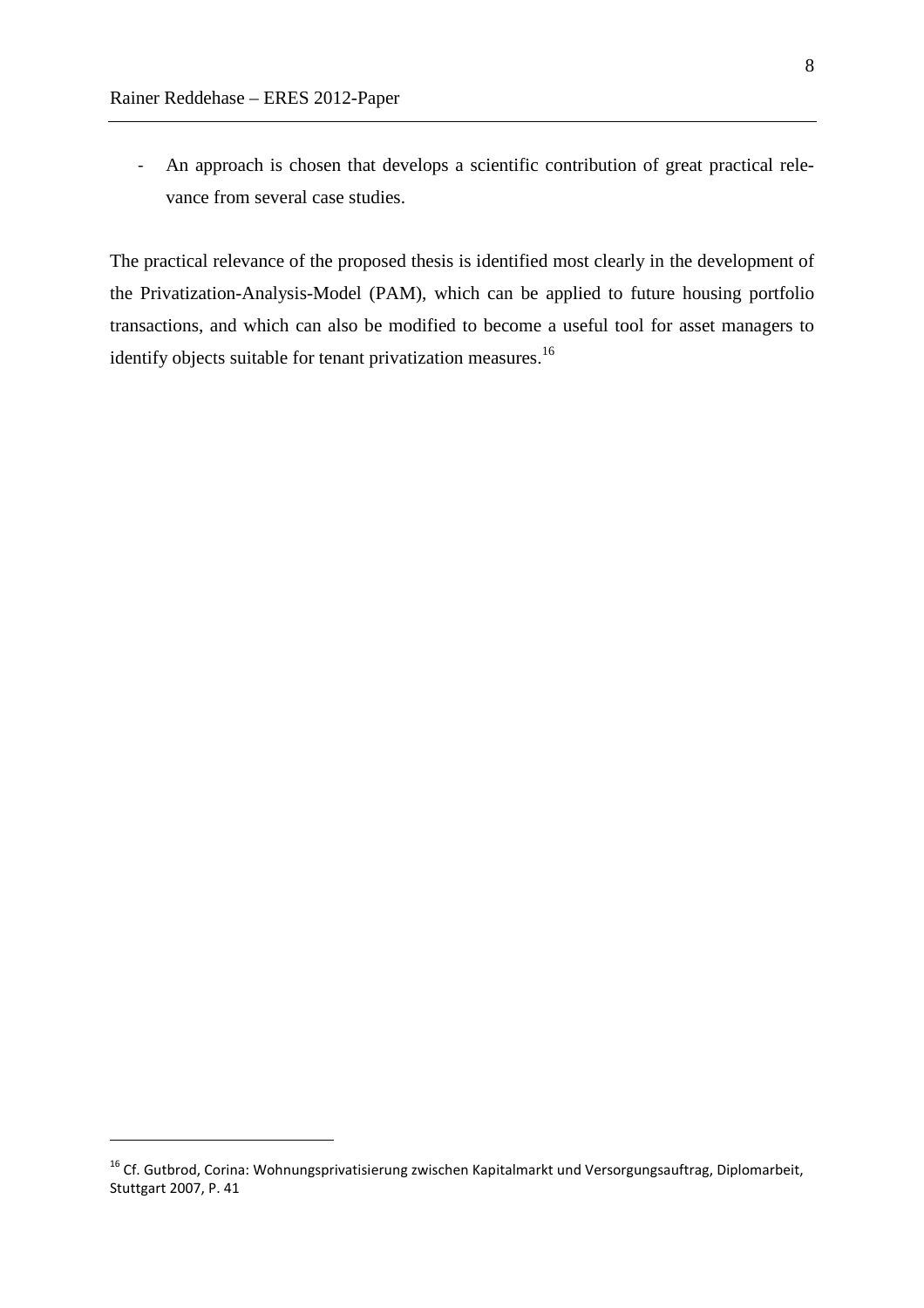- An approach is chosen that develops a scientific contribution of great practical relevance from several case studies.

The practical relevance of the proposed thesis is identified most clearly in the development of the Privatization-Analysis-Model (PAM), which can be applied to future housing portfolio transactions, and which can also be modified to become a useful tool for asset managers to identify objects suitable for tenant privatization measures.[16]

---

[16] Cf. Gutbrod, Corina: Wohnungsprivatisierung zwischen Kapitalmarkt und Versorgungsauftrag, Diplomarbeit, Stuttgart 2007, P. 41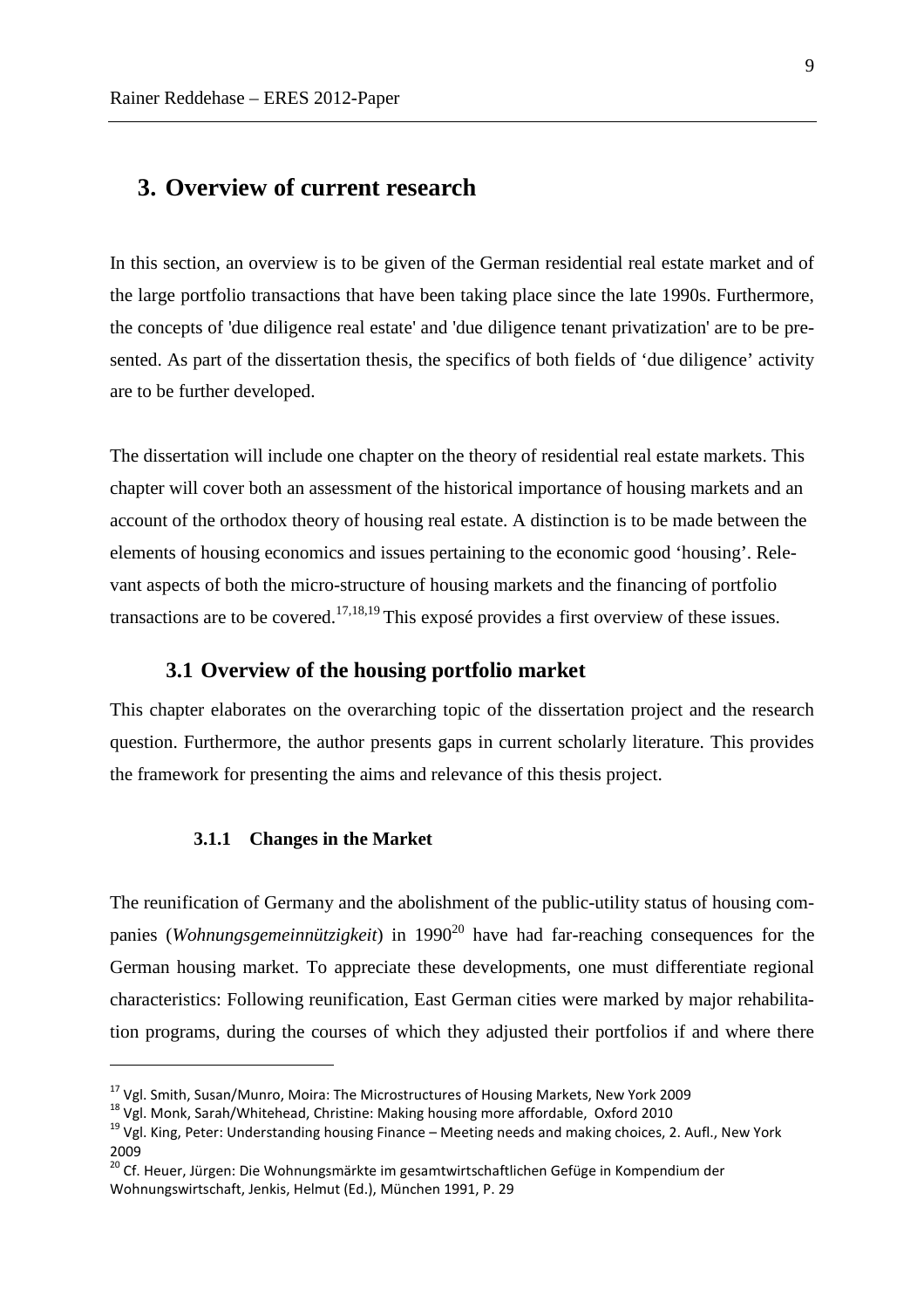# 3. Overview of current research

In this section, an overview is to be given of the German residential real estate market and of the large portfolio transactions that have been taking place since the late 1990s. Furthermore, the concepts of 'due diligence real estate' and 'due diligence tenant privatization' are to be presented. As part of the dissertation thesis, the specifics of both fields of 'due diligence' activity are to be further developed.

The dissertation will include one chapter on the theory of residential real estate markets. This chapter will cover both an assessment of the historical importance of housing markets and an account of the orthodox theory of housing real estate. A distinction is to be made between the elements of housing economics and issues pertaining to the economic good 'housing'. Relevant aspects of both the micro-structure of housing markets and the financing of portfolio transactions are to be covered.[17,18,19] This exposé provides a first overview of these issues.

## 3.1 Overview of the housing portfolio market

This chapter elaborates on the overarching topic of the dissertation project and the research question. Furthermore, the author presents gaps in current scholarly literature. This provides the framework for presenting the aims and relevance of this thesis project.

### 3.1.1 Changes in the Market

The reunification of Germany and the abolishment of the public-utility status of housing companies (*Wohnungsgemeinnützigkeit*) in 1990[20] have had far-reaching consequences for the German housing market. To appreciate these developments, one must differentiate regional characteristics: Following reunification, East German cities were marked by major rehabilitation programs, during the courses of which they adjusted their portfolios if and where there

---

[17] Vgl. Smith, Susan/Munro, Moira: The Microstructures of Housing Markets, New York 2009

[18] Vgl. Monk, Sarah/Whitehead, Christine: Making housing more affordable, Oxford 2010

[19] Vgl. King, Peter: Understanding housing Finance – Meeting needs and making choices, 2. Aufl., New York 2009

[20] Cf. Heuer, Jürgen: Die Wohnungsmärkte im gesamtwirtschaftlichen Gefüge in Kompendium der Wohnungswirtschaft, Jenkis, Helmut (Ed.), München 1991, P. 29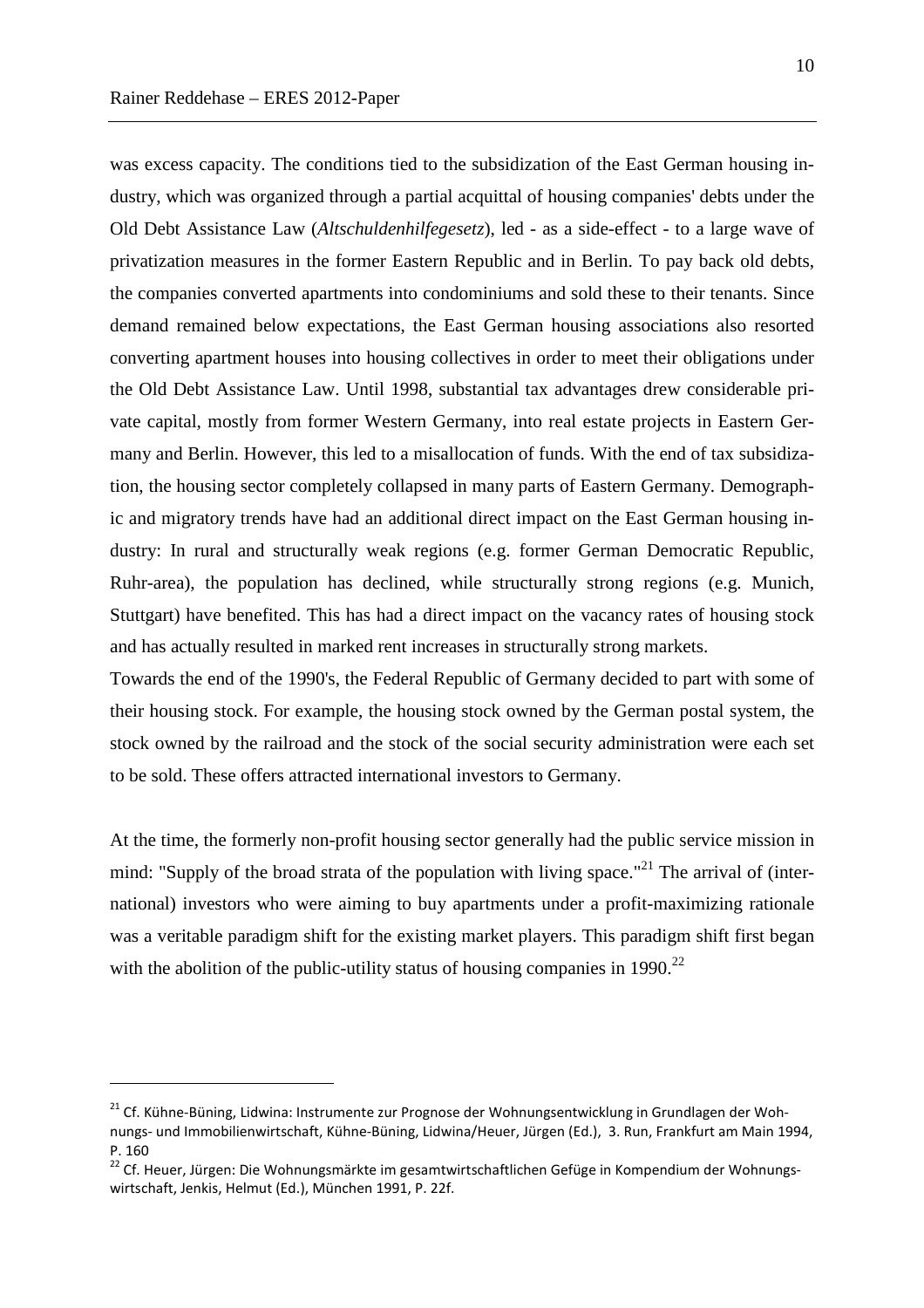was excess capacity. The conditions tied to the subsidization of the East German housing industry, which was organized through a partial acquittal of housing companies' debts under the Old Debt Assistance Law (*Altschuldenhilfegesetz*), led - as a side-effect - to a large wave of privatization measures in the former Eastern Republic and in Berlin. To pay back old debts, the companies converted apartments into condominiums and sold these to their tenants. Since demand remained below expectations, the East German housing associations also resorted converting apartment houses into housing collectives in order to meet their obligations under the Old Debt Assistance Law. Until 1998, substantial tax advantages drew considerable private capital, mostly from former Western Germany, into real estate projects in Eastern Germany and Berlin. However, this led to a misallocation of funds. With the end of tax subsidization, the housing sector completely collapsed in many parts of Eastern Germany. Demographic and migratory trends have had an additional direct impact on the East German housing industry: In rural and structurally weak regions (e.g. former German Democratic Republic, Ruhr-area), the population has declined, while structurally strong regions (e.g. Munich, Stuttgart) have benefited. This has had a direct impact on the vacancy rates of housing stock and has actually resulted in marked rent increases in structurally strong markets.

Towards the end of the 1990's, the Federal Republic of Germany decided to part with some of their housing stock. For example, the housing stock owned by the German postal system, the stock owned by the railroad and the stock of the social security administration were each set to be sold. These offers attracted international investors to Germany.

At the time, the formerly non-profit housing sector generally had the public service mission in mind: "Supply of the broad strata of the population with living space."[21] The arrival of (international) investors who were aiming to buy apartments under a profit-maximizing rationale was a veritable paradigm shift for the existing market players. This paradigm shift first began with the abolition of the public-utility status of housing companies in 1990.[22]

[21] Cf. Kühne-Büning, Lidwina: Instrumente zur Prognose der Wohnungsentwicklung in Grundlagen der Wohnungs- und Immobilienwirtschaft, Kühne-Büning, Lidwina/Heuer, Jürgen (Ed.), 3. Run, Frankfurt am Main 1994, P. 160

[22] Cf. Heuer, Jürgen: Die Wohnungsmärkte im gesamtwirtschaftlichen Gefüge in Kompendium der Wohnungswirtschaft, Jenkis, Helmut (Ed.), München 1991, P. 22f.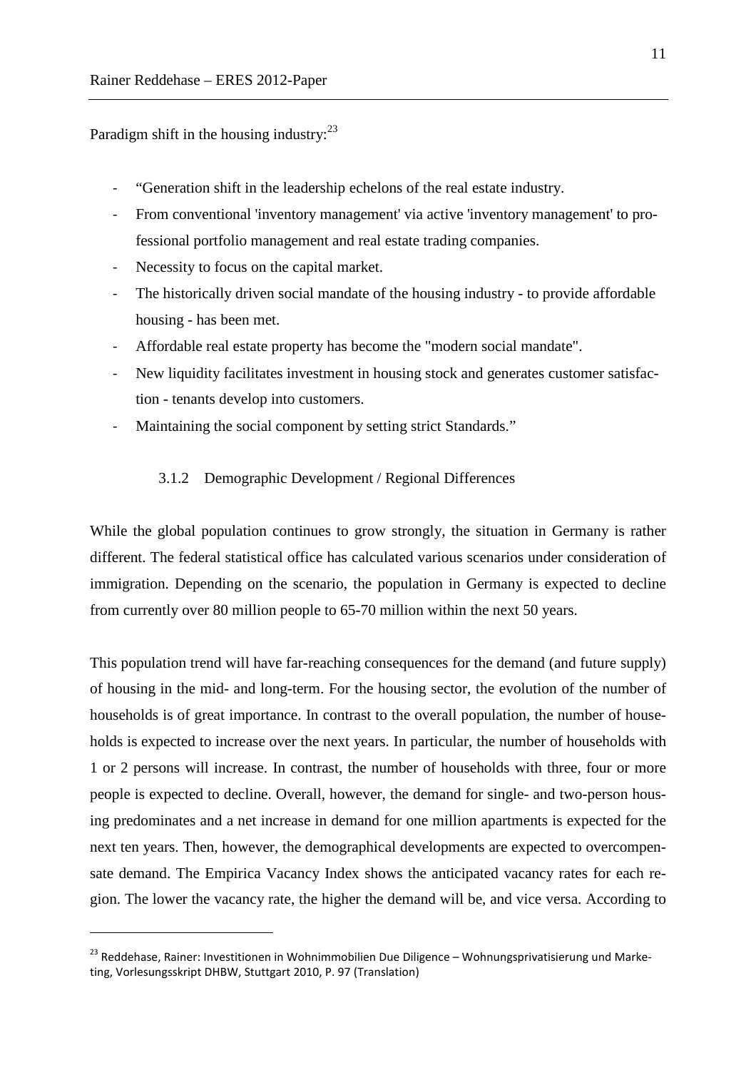Paradigm shift in the housing industry:[23]

- "Generation shift in the leadership echelons of the real estate industry.
- From conventional 'inventory management' via active 'inventory management' to professional portfolio management and real estate trading companies.
- Necessity to focus on the capital market.
- The historically driven social mandate of the housing industry - to provide affordable housing - has been met.
- Affordable real estate property has become the "modern social mandate".
- New liquidity facilitates investment in housing stock and generates customer satisfaction - tenants develop into customers.
- Maintaining the social component by setting strict Standards."

### 3.1.2 Demographic Development / Regional Differences

While the global population continues to grow strongly, the situation in Germany is rather different. The federal statistical office has calculated various scenarios under consideration of immigration. Depending on the scenario, the population in Germany is expected to decline from currently over 80 million people to 65-70 million within the next 50 years.

This population trend will have far-reaching consequences for the demand (and future supply) of housing in the mid- and long-term. For the housing sector, the evolution of the number of households is of great importance. In contrast to the overall population, the number of households is expected to increase over the next years. In particular, the number of households with 1 or 2 persons will increase. In contrast, the number of households with three, four or more people is expected to decline. Overall, however, the demand for single- and two-person housing predominates and a net increase in demand for one million apartments is expected for the next ten years. Then, however, the demographical developments are expected to overcompensate demand. The Empirica Vacancy Index shows the anticipated vacancy rates for each region. The lower the vacancy rate, the higher the demand will be, and vice versa. According to

[23] Reddehase, Rainer: Investitionen in Wohnimmobilien Due Diligence – Wohnungsprivatisierung und Marketing, Vorlesungsskript DHBW, Stuttgart 2010, P. 97 (Translation)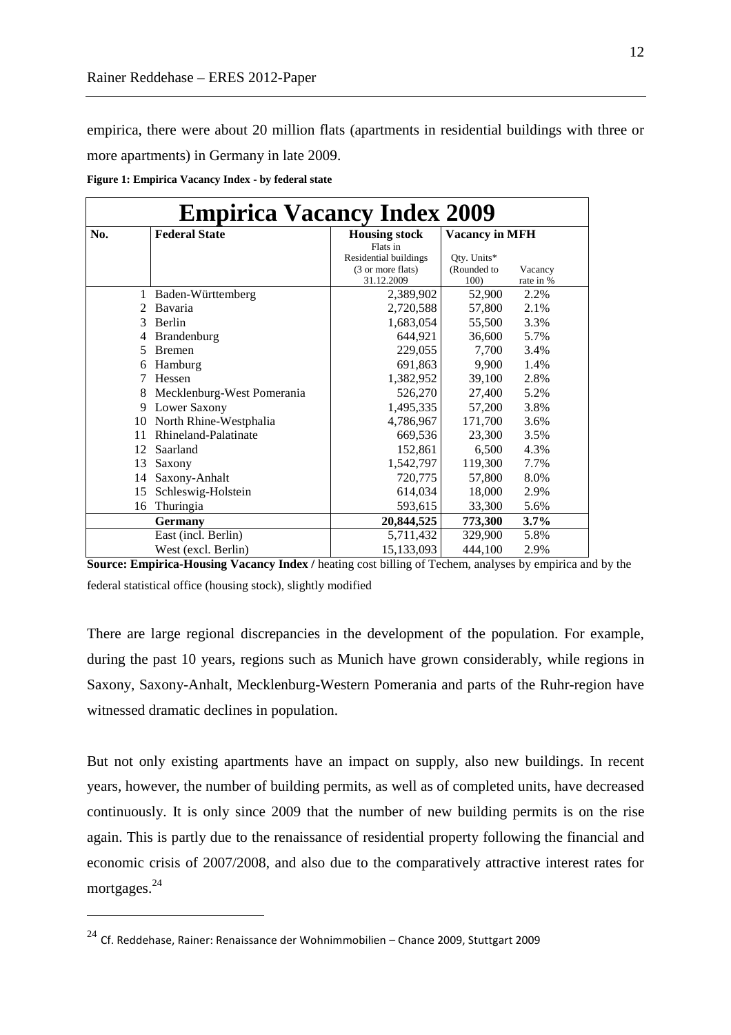empirica, there were about 20 million flats (apartments in residential buildings with three or more apartments) in Germany in late 2009.

**Figure 1: Empirica Vacancy Index - by federal state**

| Empirica Vacancy Index 2009 | | | | |
|---|---|---|---|---|
| **No.** | **Federal State** | **Housing stock** Flats in Residential buildings (3 or more flats) 31.12.2009 | **Vacancy in MFH** Qty. Units* (Rounded to 100) | Vacancy rate in % |
| 1 | Baden-Württemberg | 2,389,902 | 52,900 | 2.2% |
| 2 | Bavaria | 2,720,588 | 57,800 | 2.1% |
| 3 | Berlin | 1,683,054 | 55,500 | 3.3% |
| 4 | Brandenburg | 644,921 | 36,600 | 5.7% |
| 5 | Bremen | 229,055 | 7,700 | 3.4% |
| 6 | Hamburg | 691,863 | 9,900 | 1.4% |
| 7 | Hessen | 1,382,952 | 39,100 | 2.8% |
| 8 | Mecklenburg-West Pomerania | 526,270 | 27,400 | 5.2% |
| 9 | Lower Saxony | 1,495,335 | 57,200 | 3.8% |
| 10 | North Rhine-Westphalia | 4,786,967 | 171,700 | 3.6% |
| 11 | Rhineland-Palatinate | 669,536 | 23,300 | 3.5% |
| 12 | Saarland | 152,861 | 6,500 | 4.3% |
| 13 | Saxony | 1,542,797 | 119,300 | 7.7% |
| 14 | Saxony-Anhalt | 720,775 | 57,800 | 8.0% |
| 15 | Schleswig-Holstein | 614,034 | 18,000 | 2.9% |
| 16 | Thuringia | 593,615 | 33,300 | 5.6% |
| | **Germany** | **20,844,525** | **773,300** | **3.7%** |
| | East (incl. Berlin) | 5,711,432 | 329,900 | 5.8% |
| | West (excl. Berlin) | 15,133,093 | 444,100 | 2.9% |

**Source: Empirica-Housing Vacancy Index /** heating cost billing of Techem, analyses by empirica and by the federal statistical office (housing stock), slightly modified

There are large regional discrepancies in the development of the population. For example, during the past 10 years, regions such as Munich have grown considerably, while regions in Saxony, Saxony-Anhalt, Mecklenburg-Western Pomerania and parts of the Ruhr-region have witnessed dramatic declines in population.

But not only existing apartments have an impact on supply, also new buildings. In recent years, however, the number of building permits, as well as of completed units, have decreased continuously. It is only since 2009 that the number of new building permits is on the rise again. This is partly due to the renaissance of residential property following the financial and economic crisis of 2007/2008, and also due to the comparatively attractive interest rates for mortgages.[24]

[24] Cf. Reddehase, Rainer: Renaissance der Wohnimmobilien – Chance 2009, Stuttgart 2009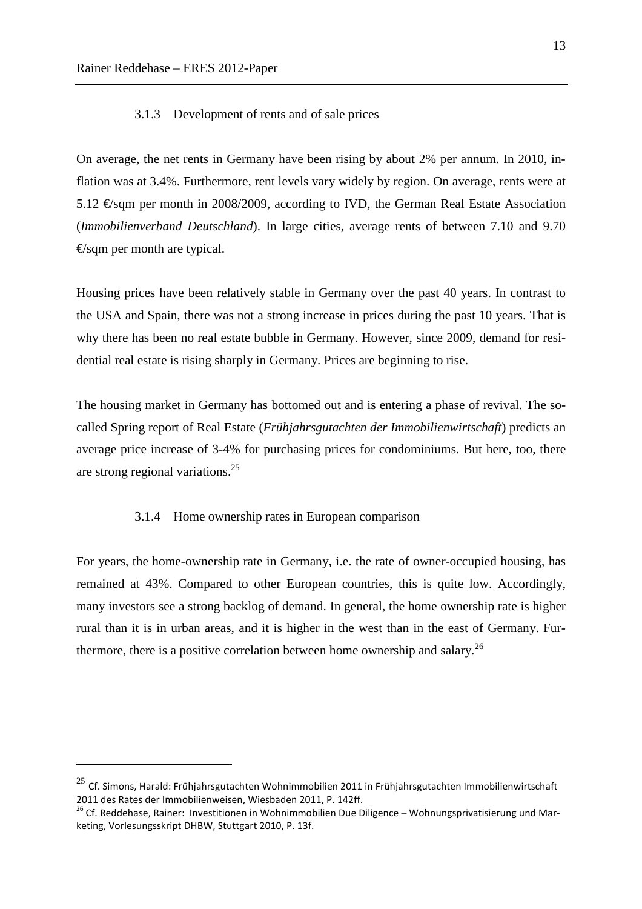### 3.1.3 Development of rents and of sale prices

On average, the net rents in Germany have been rising by about 2% per annum. In 2010, inflation was at 3.4%. Furthermore, rent levels vary widely by region. On average, rents were at 5.12 €/sqm per month in 2008/2009, according to IVD, the German Real Estate Association (*Immobilienverband Deutschland*). In large cities, average rents of between 7.10 and 9.70 €/sqm per month are typical.

Housing prices have been relatively stable in Germany over the past 40 years. In contrast to the USA and Spain, there was not a strong increase in prices during the past 10 years. That is why there has been no real estate bubble in Germany. However, since 2009, demand for residential real estate is rising sharply in Germany. Prices are beginning to rise.

The housing market in Germany has bottomed out and is entering a phase of revival. The so-called Spring report of Real Estate (*Frühjahrsgutachten der Immobilienwirtschaft*) predicts an average price increase of 3-4% for purchasing prices for condominiums. But here, too, there are strong regional variations.[25]

### 3.1.4 Home ownership rates in European comparison

For years, the home-ownership rate in Germany, i.e. the rate of owner-occupied housing, has remained at 43%. Compared to other European countries, this is quite low. Accordingly, many investors see a strong backlog of demand. In general, the home ownership rate is higher rural than it is in urban areas, and it is higher in the west than in the east of Germany. Furthermore, there is a positive correlation between home ownership and salary.[26]

---

[25] Cf. Simons, Harald: Frühjahrsgutachten Wohnimmobilien 2011 in Frühjahrsgutachten Immobilienwirtschaft 2011 des Rates der Immobilienweisen, Wiesbaden 2011, P. 142ff.

[26] Cf. Reddehase, Rainer: Investitionen in Wohnimmobilien Due Diligence – Wohnungsprivatisierung und Marketing, Vorlesungsskript DHBW, Stuttgart 2010, P. 13f.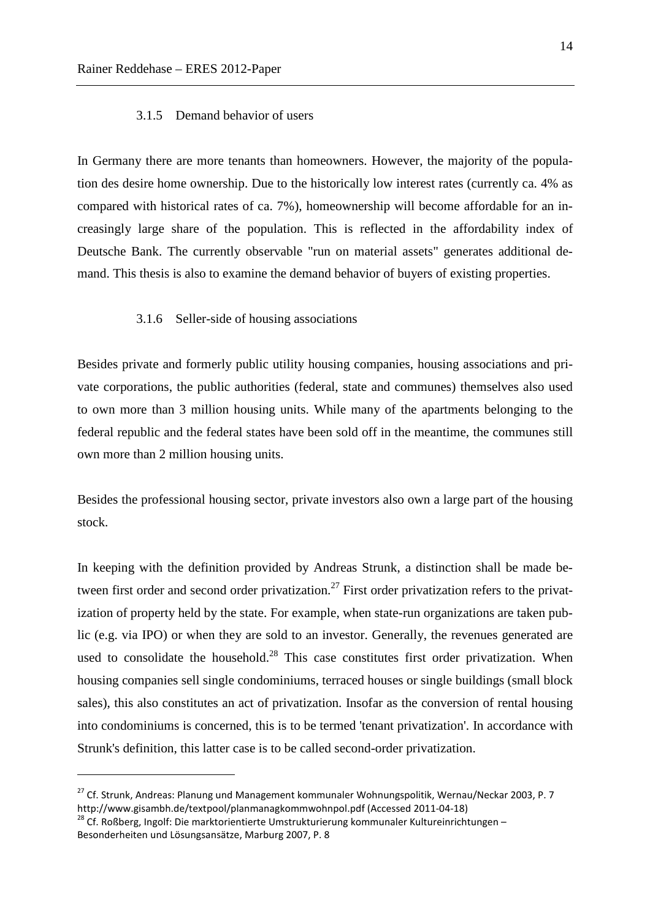#### 3.1.5 Demand behavior of users

In Germany there are more tenants than homeowners. However, the majority of the population des desire home ownership. Due to the historically low interest rates (currently ca. 4% as compared with historical rates of ca. 7%), homeownership will become affordable for an increasingly large share of the population. This is reflected in the affordability index of Deutsche Bank. The currently observable "run on material assets" generates additional demand. This thesis is also to examine the demand behavior of buyers of existing properties.

#### 3.1.6 Seller-side of housing associations

Besides private and formerly public utility housing companies, housing associations and private corporations, the public authorities (federal, state and communes) themselves also used to own more than 3 million housing units. While many of the apartments belonging to the federal republic and the federal states have been sold off in the meantime, the communes still own more than 2 million housing units.

Besides the professional housing sector, private investors also own a large part of the housing stock.

In keeping with the definition provided by Andreas Strunk, a distinction shall be made between first order and second order privatization.[27] First order privatization refers to the privatization of property held by the state. For example, when state-run organizations are taken public (e.g. via IPO) or when they are sold to an investor. Generally, the revenues generated are used to consolidate the household.[28] This case constitutes first order privatization. When housing companies sell single condominiums, terraced houses or single buildings (small block sales), this also constitutes an act of privatization. Insofar as the conversion of rental housing into condominiums is concerned, this is to be termed 'tenant privatization'. In accordance with Strunk's definition, this latter case is to be called second-order privatization.

---

[27] Cf. Strunk, Andreas: Planung und Management kommunaler Wohnungspolitik, Wernau/Neckar 2003, P. 7 http://www.gisambh.de/textpool/planmanagkommwohnpol.pdf (Accessed 2011-04-18)

[28] Cf. Roßberg, Ingolf: Die marktorientierte Umstrukturierung kommunaler Kultureinrichtungen – Besonderheiten und Lösungsansätze, Marburg 2007, P. 8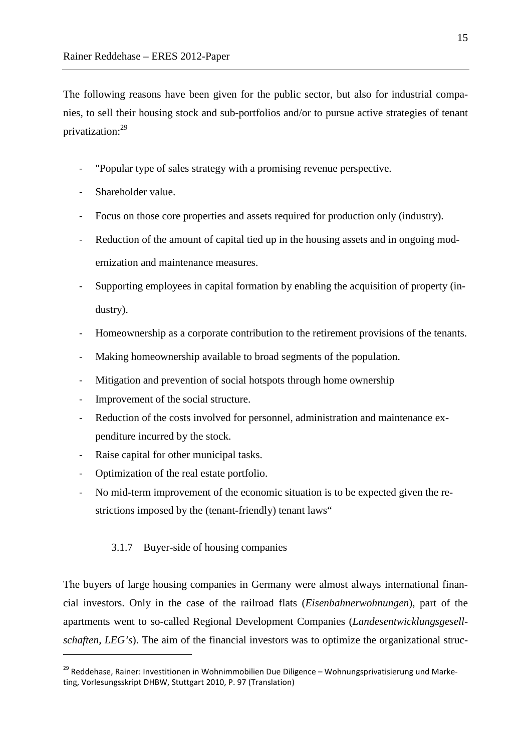The following reasons have been given for the public sector, but also for industrial companies, to sell their housing stock and sub-portfolios and/or to pursue active strategies of tenant privatization:[29]

- "Popular type of sales strategy with a promising revenue perspective.
- Shareholder value.
- Focus on those core properties and assets required for production only (industry).
- Reduction of the amount of capital tied up in the housing assets and in ongoing modernization and maintenance measures.
- Supporting employees in capital formation by enabling the acquisition of property (industry).
- Homeownership as a corporate contribution to the retirement provisions of the tenants.
- Making homeownership available to broad segments of the population.
- Mitigation and prevention of social hotspots through home ownership
- Improvement of the social structure.
- Reduction of the costs involved for personnel, administration and maintenance expenditure incurred by the stock.
- Raise capital for other municipal tasks.
- Optimization of the real estate portfolio.
- No mid-term improvement of the economic situation is to be expected given the restrictions imposed by the (tenant-friendly) tenant laws"

### 3.1.7 Buyer-side of housing companies

The buyers of large housing companies in Germany were almost always international financial investors. Only in the case of the railroad flats (*Eisenbahnerwohnungen*), part of the apartments went to so-called Regional Development Companies (*Landesentwicklungsgesellschaften, LEG's*). The aim of the financial investors was to optimize the organizational struc-

---

[29] Reddehase, Rainer: Investitionen in Wohnimmobilien Due Diligence – Wohnungsprivatisierung und Marketing, Vorlesungsskript DHBW, Stuttgart 2010, P. 97 (Translation)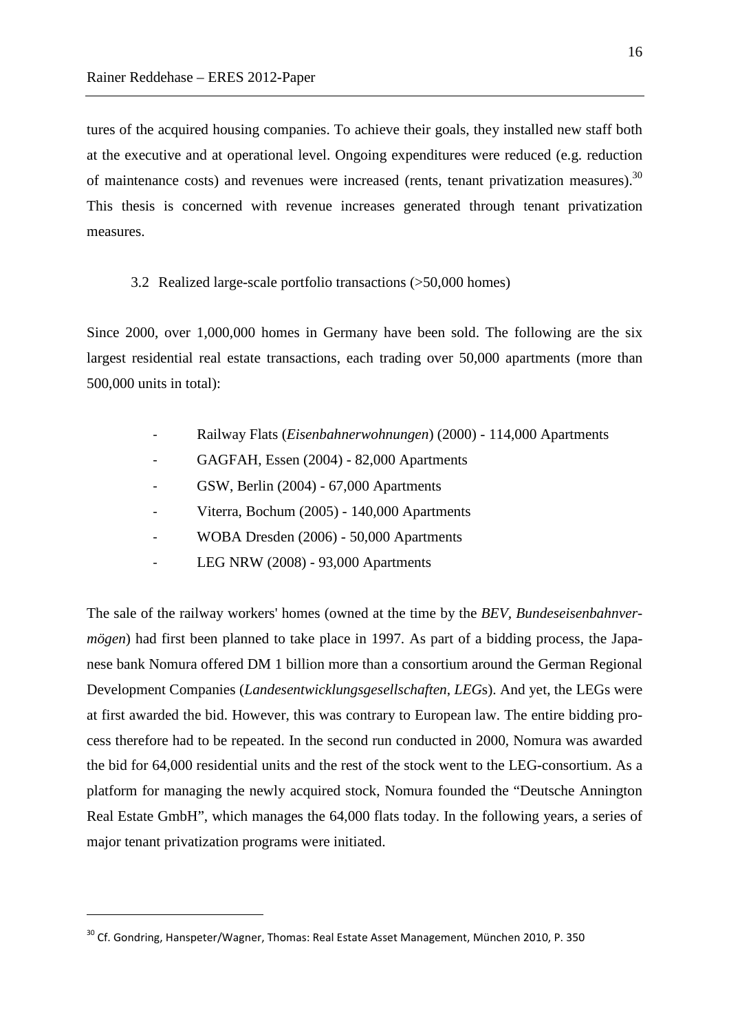tures of the acquired housing companies. To achieve their goals, they installed new staff both at the executive and at operational level. Ongoing expenditures were reduced (e.g. reduction of maintenance costs) and revenues were increased (rents, tenant privatization measures).[30] This thesis is concerned with revenue increases generated through tenant privatization measures.

### 3.2 Realized large-scale portfolio transactions (>50,000 homes)

Since 2000, over 1,000,000 homes in Germany have been sold. The following are the six largest residential real estate transactions, each trading over 50,000 apartments (more than 500,000 units in total):

- Railway Flats (*Eisenbahnerwohnungen*) (2000) - 114,000 Apartments
- GAGFAH, Essen (2004) - 82,000 Apartments
- GSW, Berlin (2004) - 67,000 Apartments
- Viterra, Bochum (2005) - 140,000 Apartments
- WOBA Dresden (2006) - 50,000 Apartments
- LEG NRW (2008) - 93,000 Apartments

The sale of the railway workers' homes (owned at the time by the *BEV, Bundeseisenbahnvermögen*) had first been planned to take place in 1997. As part of a bidding process, the Japanese bank Nomura offered DM 1 billion more than a consortium around the German Regional Development Companies (*Landesentwicklungsgesellschaften*, *LEG*s). And yet, the LEGs were at first awarded the bid. However, this was contrary to European law. The entire bidding process therefore had to be repeated. In the second run conducted in 2000, Nomura was awarded the bid for 64,000 residential units and the rest of the stock went to the LEG-consortium. As a platform for managing the newly acquired stock, Nomura founded the "Deutsche Annington Real Estate GmbH", which manages the 64,000 flats today. In the following years, a series of major tenant privatization programs were initiated.

---

[30] Cf. Gondring, Hanspeter/Wagner, Thomas: Real Estate Asset Management, München 2010, P. 350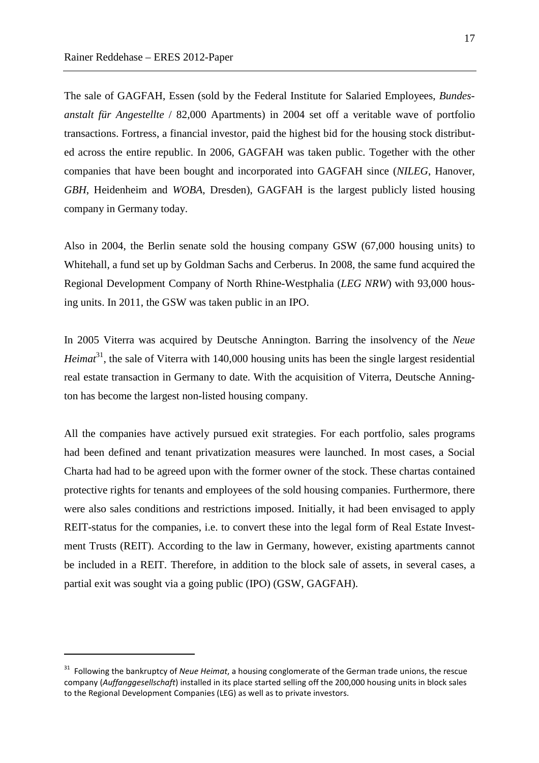The sale of GAGFAH, Essen (sold by the Federal Institute for Salaried Employees, *Bundesanstalt für Angestellte* / 82,000 Apartments) in 2004 set off a veritable wave of portfolio transactions. Fortress, a financial investor, paid the highest bid for the housing stock distributed across the entire republic. In 2006, GAGFAH was taken public. Together with the other companies that have been bought and incorporated into GAGFAH since (*NILEG*, Hanover, *GBH*, Heidenheim and *WOBA*, Dresden), GAGFAH is the largest publicly listed housing company in Germany today.

Also in 2004, the Berlin senate sold the housing company GSW (67,000 housing units) to Whitehall, a fund set up by Goldman Sachs and Cerberus. In 2008, the same fund acquired the Regional Development Company of North Rhine-Westphalia (*LEG NRW*) with 93,000 housing units. In 2011, the GSW was taken public in an IPO.

In 2005 Viterra was acquired by Deutsche Annington. Barring the insolvency of the *Neue Heimat*[31], the sale of Viterra with 140,000 housing units has been the single largest residential real estate transaction in Germany to date. With the acquisition of Viterra, Deutsche Annington has become the largest non-listed housing company.

All the companies have actively pursued exit strategies. For each portfolio, sales programs had been defined and tenant privatization measures were launched. In most cases, a Social Charta had had to be agreed upon with the former owner of the stock. These chartas contained protective rights for tenants and employees of the sold housing companies. Furthermore, there were also sales conditions and restrictions imposed. Initially, it had been envisaged to apply REIT-status for the companies, i.e. to convert these into the legal form of Real Estate Investment Trusts (REIT). According to the law in Germany, however, existing apartments cannot be included in a REIT. Therefore, in addition to the block sale of assets, in several cases, a partial exit was sought via a going public (IPO) (GSW, GAGFAH).

---

[31] Following the bankruptcy of *Neue Heimat*, a housing conglomerate of the German trade unions, the rescue company (*Auffanggesellschaft*) installed in its place started selling off the 200,000 housing units in block sales to the Regional Development Companies (LEG) as well as to private investors.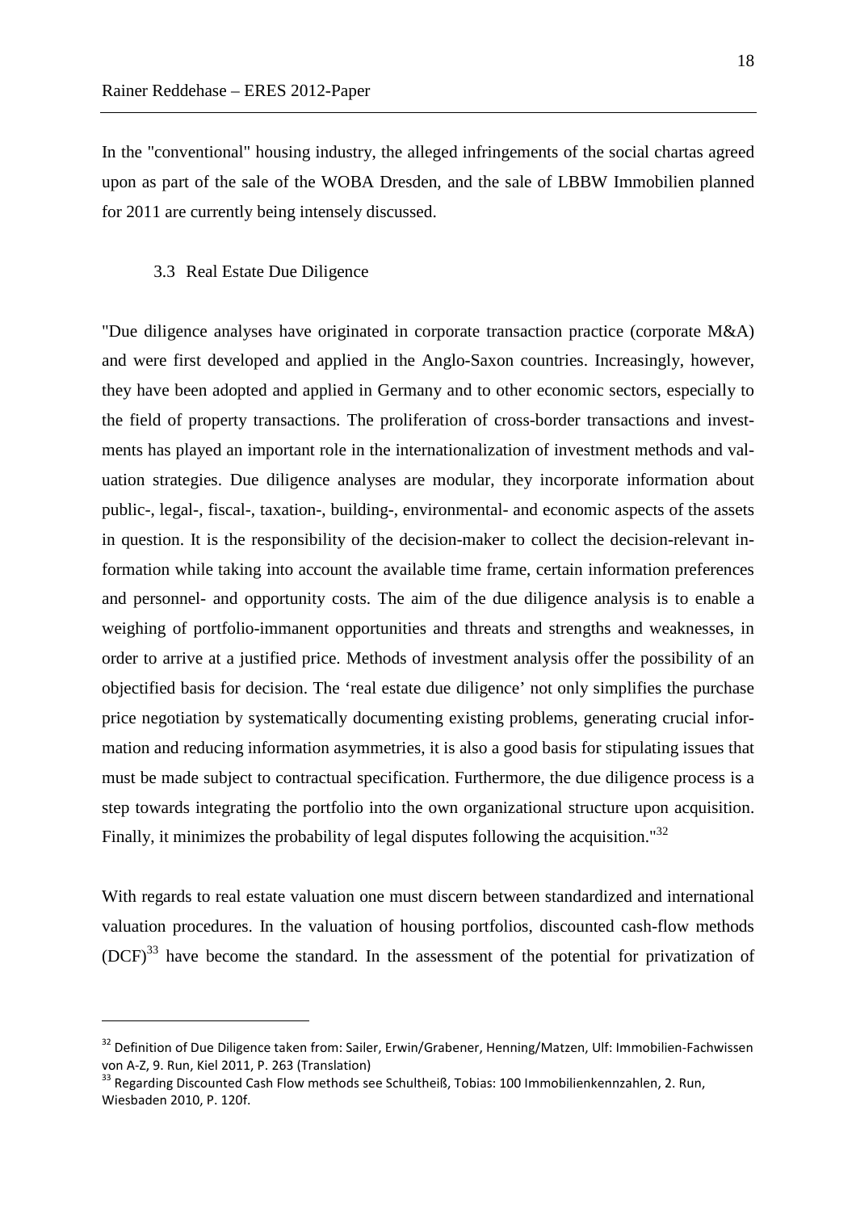In the "conventional" housing industry, the alleged infringements of the social chartas agreed upon as part of the sale of the WOBA Dresden, and the sale of LBBW Immobilien planned for 2011 are currently being intensely discussed.

### 3.3 Real Estate Due Diligence

"Due diligence analyses have originated in corporate transaction practice (corporate M&A) and were first developed and applied in the Anglo-Saxon countries. Increasingly, however, they have been adopted and applied in Germany and to other economic sectors, especially to the field of property transactions. The proliferation of cross-border transactions and investments has played an important role in the internationalization of investment methods and valuation strategies. Due diligence analyses are modular, they incorporate information about public-, legal-, fiscal-, taxation-, building-, environmental- and economic aspects of the assets in question. It is the responsibility of the decision-maker to collect the decision-relevant information while taking into account the available time frame, certain information preferences and personnel- and opportunity costs. The aim of the due diligence analysis is to enable a weighing of portfolio-immanent opportunities and threats and strengths and weaknesses, in order to arrive at a justified price. Methods of investment analysis offer the possibility of an objectified basis for decision. The 'real estate due diligence' not only simplifies the purchase price negotiation by systematically documenting existing problems, generating crucial information and reducing information asymmetries, it is also a good basis for stipulating issues that must be made subject to contractual specification. Furthermore, the due diligence process is a step towards integrating the portfolio into the own organizational structure upon acquisition. Finally, it minimizes the probability of legal disputes following the acquisition."[32]

With regards to real estate valuation one must discern between standardized and international valuation procedures. In the valuation of housing portfolios, discounted cash-flow methods (DCF)[33] have become the standard. In the assessment of the potential for privatization of

---

[32] Definition of Due Diligence taken from: Sailer, Erwin/Grabener, Henning/Matzen, Ulf: Immobilien-Fachwissen von A-Z, 9. Run, Kiel 2011, P. 263 (Translation)

[33] Regarding Discounted Cash Flow methods see Schultheiß, Tobias: 100 Immobilienkennzahlen, 2. Run, Wiesbaden 2010, P. 120f.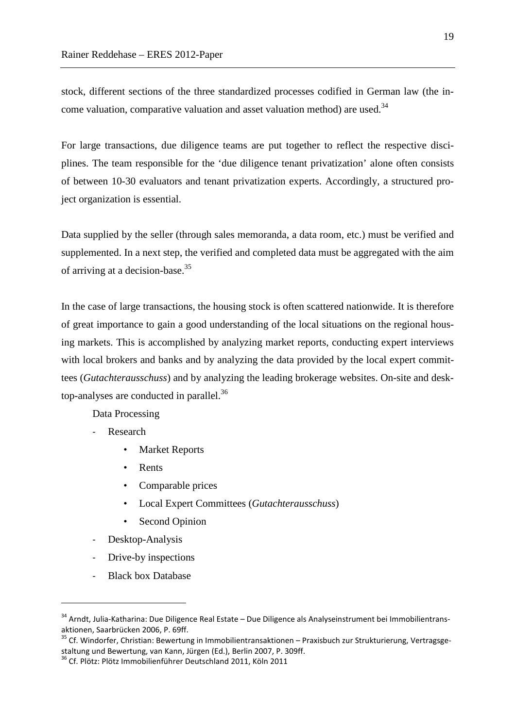stock, different sections of the three standardized processes codified in German law (the income valuation, comparative valuation and asset valuation method) are used.[34]

For large transactions, due diligence teams are put together to reflect the respective disciplines. The team responsible for the 'due diligence tenant privatization' alone often consists of between 10-30 evaluators and tenant privatization experts. Accordingly, a structured project organization is essential.

Data supplied by the seller (through sales memoranda, a data room, etc.) must be verified and supplemented. In a next step, the verified and completed data must be aggregated with the aim of arriving at a decision-base.[35]

In the case of large transactions, the housing stock is often scattered nationwide. It is therefore of great importance to gain a good understanding of the local situations on the regional housing markets. This is accomplished by analyzing market reports, conducting expert interviews with local brokers and banks and by analyzing the data provided by the local expert committees (*Gutachterausschuss*) and by analyzing the leading brokerage websites. On-site and desktop-analyses are conducted in parallel.[36]

Data Processing

- Research
    - Market Reports
    - Rents
    - Comparable prices
    - Local Expert Committees (*Gutachterausschuss*)
    - Second Opinion
- Desktop-Analysis
- Drive-by inspections
- Black box Database

---

[34] Arndt, Julia-Katharina: Due Diligence Real Estate – Due Diligence als Analyseinstrument bei Immobilientransaktionen, Saarbrücken 2006, P. 69ff.

[35] Cf. Windorfer, Christian: Bewertung in Immobilientransaktionen – Praxisbuch zur Strukturierung, Vertragsgestaltung und Bewertung, van Kann, Jürgen (Ed.), Berlin 2007, P. 309ff.

[36] Cf. Plötz: Plötz Immobilienführer Deutschland 2011, Köln 2011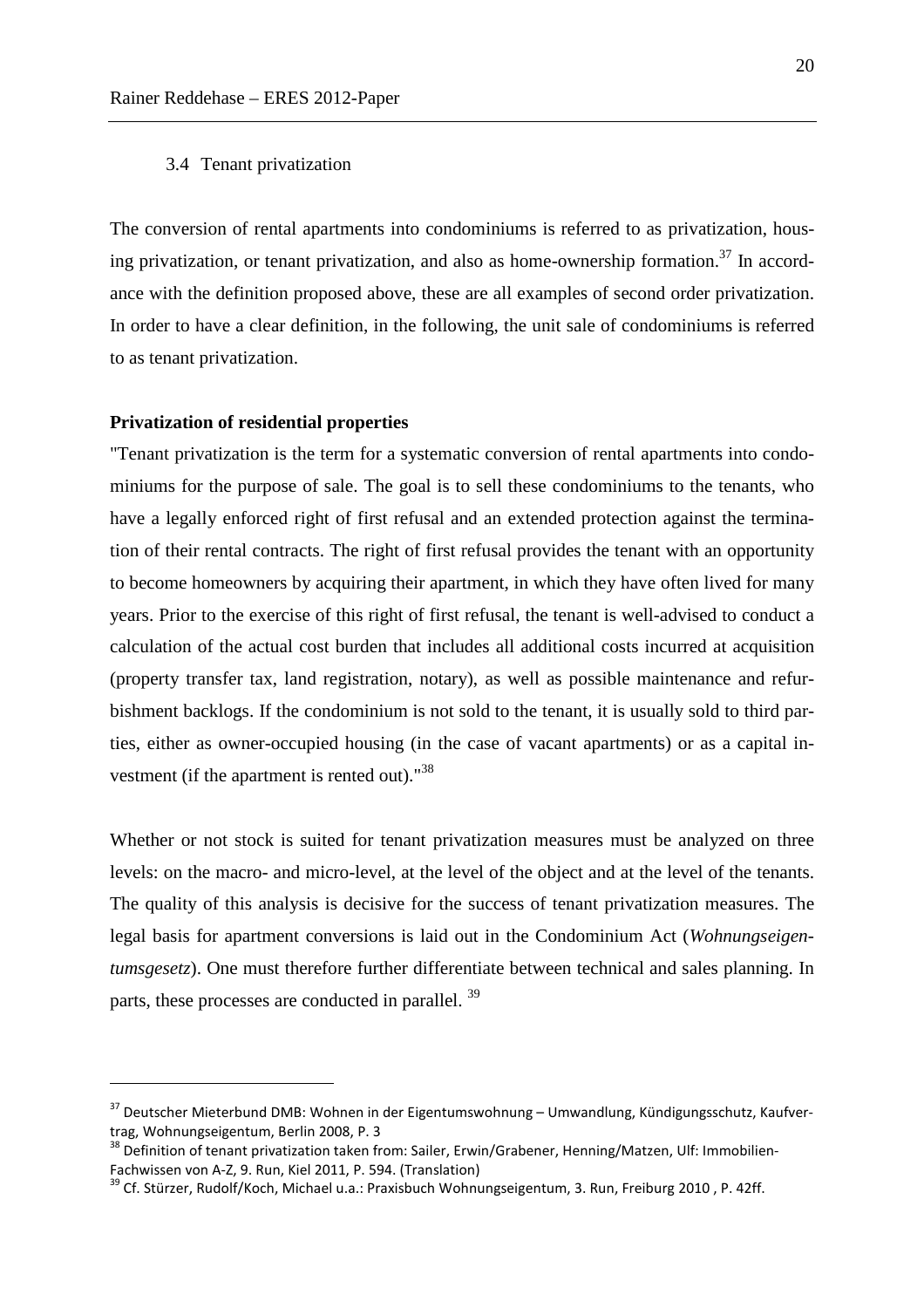### 3.4 Tenant privatization

The conversion of rental apartments into condominiums is referred to as privatization, housing privatization, or tenant privatization, and also as home-ownership formation.[37] In accordance with the definition proposed above, these are all examples of second order privatization. In order to have a clear definition, in the following, the unit sale of condominiums is referred to as tenant privatization.

**Privatization of residential properties**

"Tenant privatization is the term for a systematic conversion of rental apartments into condominiums for the purpose of sale. The goal is to sell these condominiums to the tenants, who have a legally enforced right of first refusal and an extended protection against the termination of their rental contracts. The right of first refusal provides the tenant with an opportunity to become homeowners by acquiring their apartment, in which they have often lived for many years. Prior to the exercise of this right of first refusal, the tenant is well-advised to conduct a calculation of the actual cost burden that includes all additional costs incurred at acquisition (property transfer tax, land registration, notary), as well as possible maintenance and refurbishment backlogs. If the condominium is not sold to the tenant, it is usually sold to third parties, either as owner-occupied housing (in the case of vacant apartments) or as a capital investment (if the apartment is rented out)."[38]

Whether or not stock is suited for tenant privatization measures must be analyzed on three levels: on the macro- and micro-level, at the level of the object and at the level of the tenants. The quality of this analysis is decisive for the success of tenant privatization measures. The legal basis for apartment conversions is laid out in the Condominium Act (*Wohnungseigentumsgesetz*). One must therefore further differentiate between technical and sales planning. In parts, these processes are conducted in parallel. [39]

---

[37] Deutscher Mieterbund DMB: Wohnen in der Eigentumswohnung – Umwandlung, Kündigungsschutz, Kaufvertrag, Wohnungseigentum, Berlin 2008, P. 3

[38] Definition of tenant privatization taken from: Sailer, Erwin/Grabener, Henning/Matzen, Ulf: Immobilien-Fachwissen von A-Z, 9. Run, Kiel 2011, P. 594. (Translation)

[39] Cf. Stürzer, Rudolf/Koch, Michael u.a.: Praxisbuch Wohnungseigentum, 3. Run, Freiburg 2010 , P. 42ff.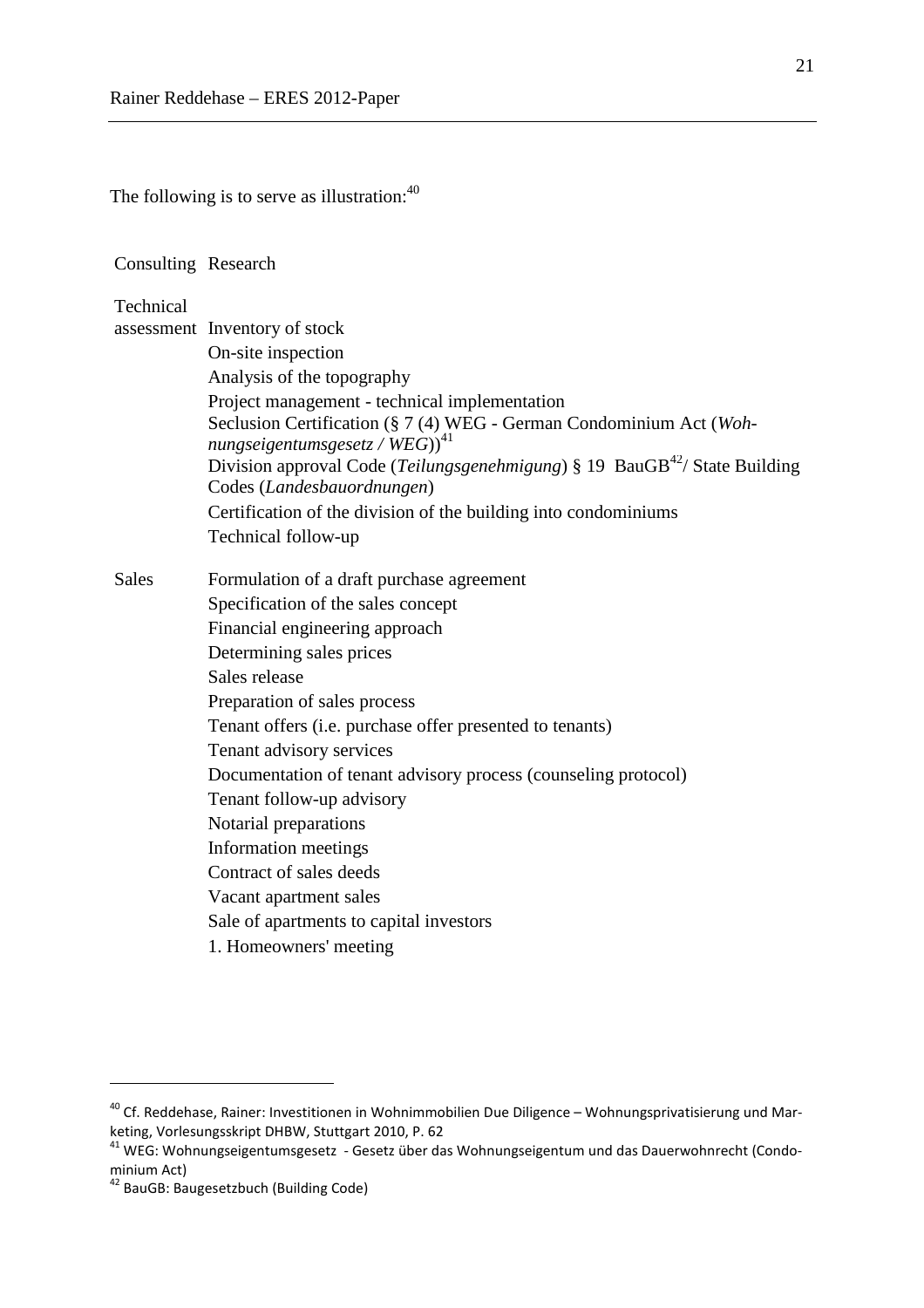The following is to serve as illustration:[40]

| | |
|---|---|
| Consulting | Research |
| Technical assessment | Inventory of stock |
| | On-site inspection |
| | Analysis of the topography |
| | Project management - technical implementation |
| | Seclusion Certification (§ 7 (4) WEG - German Condominium Act (*Wohnungseigentumsgesetz / WEG*))[41] |
| | Division approval Code (*Teilungsgenehmigung*) § 19 BauGB[42]/ State Building Codes (*Landesbauordnungen*) |
| | Certification of the division of the building into condominiums |
| | Technical follow-up |
| Sales | Formulation of a draft purchase agreement |
| | Specification of the sales concept |
| | Financial engineering approach |
| | Determining sales prices |
| | Sales release |
| | Preparation of sales process |
| | Tenant offers (i.e. purchase offer presented to tenants) |
| | Tenant advisory services |
| | Documentation of tenant advisory process (counseling protocol) |
| | Tenant follow-up advisory |
| | Notarial preparations |
| | Information meetings |
| | Contract of sales deeds |
| | Vacant apartment sales |
| | Sale of apartments to capital investors |
| | 1. Homeowners' meeting |

---

[40] Cf. Reddehase, Rainer: Investitionen in Wohnimmobilien Due Diligence – Wohnungsprivatisierung und Marketing, Vorlesungsskript DHBW, Stuttgart 2010, P. 62

[41] WEG: Wohnungseigentumsgesetz - Gesetz über das Wohnungseigentum und das Dauerwohnrecht (Condominium Act)

[42] BauGB: Baugesetzbuch (Building Code)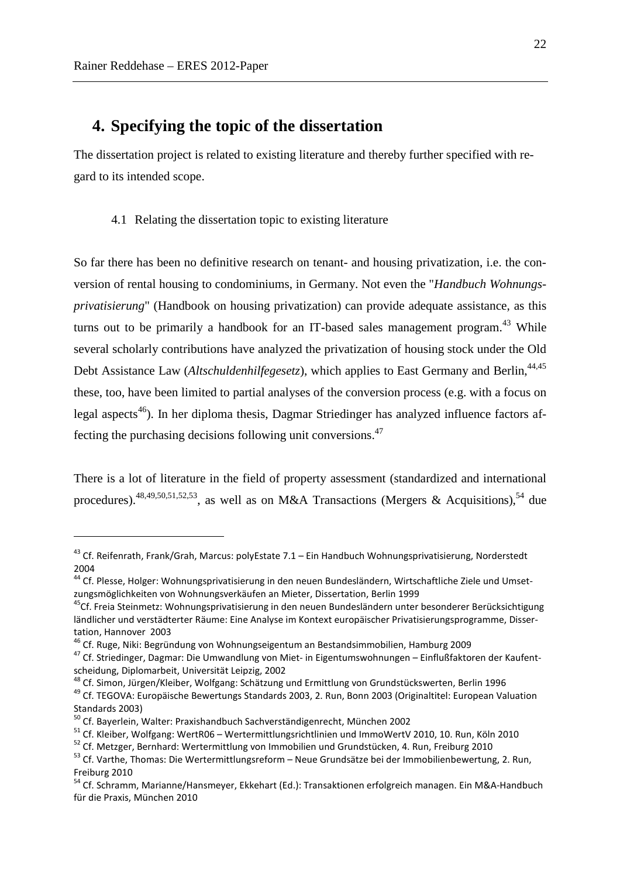# 4. Specifying the topic of the dissertation

The dissertation project is related to existing literature and thereby further specified with regard to its intended scope.

### 4.1 Relating the dissertation topic to existing literature

So far there has been no definitive research on tenant- and housing privatization, i.e. the conversion of rental housing to condominiums, in Germany. Not even the "*Handbuch Wohnungsprivatisierung*" (Handbook on housing privatization) can provide adequate assistance, as this turns out to be primarily a handbook for an IT-based sales management program.[43] While several scholarly contributions have analyzed the privatization of housing stock under the Old Debt Assistance Law (*Altschuldenhilfegesetz*), which applies to East Germany and Berlin,[44,45] these, too, have been limited to partial analyses of the conversion process (e.g. with a focus on legal aspects[46]). In her diploma thesis, Dagmar Striedinger has analyzed influence factors affecting the purchasing decisions following unit conversions.[47]

There is a lot of literature in the field of property assessment (standardized and international procedures).[48,49,50,51,52,53], as well as on M&A Transactions (Mergers & Acquisitions),[54] due

---

[43] Cf. Reifenrath, Frank/Grah, Marcus: polyEstate 7.1 – Ein Handbuch Wohnungsprivatisierung, Norderstedt 2004

[44] Cf. Plesse, Holger: Wohnungsprivatisierung in den neuen Bundesländern, Wirtschaftliche Ziele und Umsetzungsmöglichkeiten von Wohnungsverkäufen an Mieter, Dissertation, Berlin 1999

[45] Cf. Freia Steinmetz: Wohnungsprivatisierung in den neuen Bundesländern unter besonderer Berücksichtigung ländlicher und verstädterter Räume: Eine Analyse im Kontext europäischer Privatisierungsprogramme, Dissertation, Hannover 2003

[46] Cf. Ruge, Niki: Begründung von Wohnungseigentum an Bestandsimmobilien, Hamburg 2009

[47] Cf. Striedinger, Dagmar: Die Umwandlung von Miet- in Eigentumswohnungen – Einflußfaktoren der Kaufentscheidung, Diplomarbeit, Universität Leipzig, 2002

[48] Cf. Simon, Jürgen/Kleiber, Wolfgang: Schätzung und Ermittlung von Grundstückswerten, Berlin 1996

[49] Cf. TEGOVA: Europäische Bewertungs Standards 2003, 2. Run, Bonn 2003 (Originaltitel: European Valuation Standards 2003)

[50] Cf. Bayerlein, Walter: Praxishandbuch Sachverständigenrecht, München 2002

[51] Cf. Kleiber, Wolfgang: WertR06 – Wertermittlungsrichtlinien und ImmoWertV 2010, 10. Run, Köln 2010

[52] Cf. Metzger, Bernhard: Wertermittlung von Immobilien und Grundstücken, 4. Run, Freiburg 2010

[53] Cf. Varthe, Thomas: Die Wertermittlungsreform – Neue Grundsätze bei der Immobilienbewertung, 2. Run, Freiburg 2010

[54] Cf. Schramm, Marianne/Hansmeyer, Ekkehart (Ed.): Transaktionen erfolgreich managen. Ein M&A-Handbuch für die Praxis, München 2010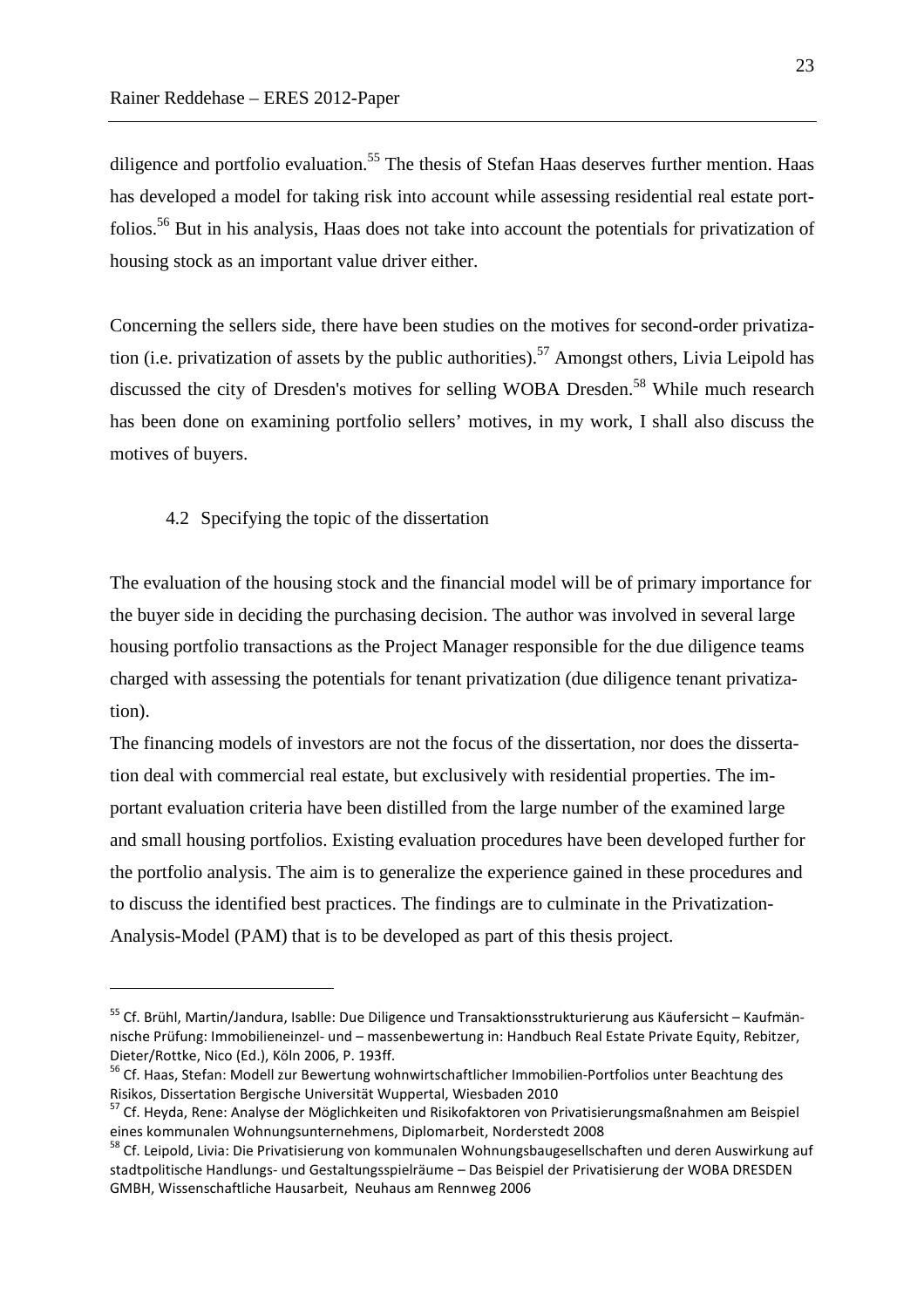diligence and portfolio evaluation.[55] The thesis of Stefan Haas deserves further mention. Haas has developed a model for taking risk into account while assessing residential real estate portfolios.[56] But in his analysis, Haas does not take into account the potentials for privatization of housing stock as an important value driver either.

Concerning the sellers side, there have been studies on the motives for second-order privatization (i.e. privatization of assets by the public authorities).[57] Amongst others, Livia Leipold has discussed the city of Dresden's motives for selling WOBA Dresden.[58] While much research has been done on examining portfolio sellers' motives, in my work, I shall also discuss the motives of buyers.

### 4.2 Specifying the topic of the dissertation

The evaluation of the housing stock and the financial model will be of primary importance for the buyer side in deciding the purchasing decision. The author was involved in several large housing portfolio transactions as the Project Manager responsible for the due diligence teams charged with assessing the potentials for tenant privatization (due diligence tenant privatization).

The financing models of investors are not the focus of the dissertation, nor does the dissertation deal with commercial real estate, but exclusively with residential properties. The important evaluation criteria have been distilled from the large number of the examined large and small housing portfolios. Existing evaluation procedures have been developed further for the portfolio analysis. The aim is to generalize the experience gained in these procedures and to discuss the identified best practices. The findings are to culminate in the Privatization-Analysis-Model (PAM) that is to be developed as part of this thesis project.

---

[55] Cf. Brühl, Martin/Jandura, Isablle: Due Diligence und Transaktionsstrukturierung aus Käufersicht – Kaufmännische Prüfung: Immobilieneinzel- und – massenbewertung in: Handbuch Real Estate Private Equity, Rebitzer, Dieter/Rottke, Nico (Ed.), Köln 2006, P. 193ff.

[56] Cf. Haas, Stefan: Modell zur Bewertung wohnwirtschaftlicher Immobilien-Portfolios unter Beachtung des Risikos, Dissertation Bergische Universität Wuppertal, Wiesbaden 2010

[57] Cf. Heyda, Rene: Analyse der Möglichkeiten und Risikofaktoren von Privatisierungsmaßnahmen am Beispiel eines kommunalen Wohnungsunternehmens, Diplomarbeit, Norderstedt 2008

[58] Cf. Leipold, Livia: Die Privatisierung von kommunalen Wohnungsbaugesellschaften und deren Auswirkung auf stadtpolitische Handlungs- und Gestaltungsspielräume – Das Beispiel der Privatisierung der WOBA DRESDEN GMBH, Wissenschaftliche Hausarbeit, Neuhaus am Rennweg 2006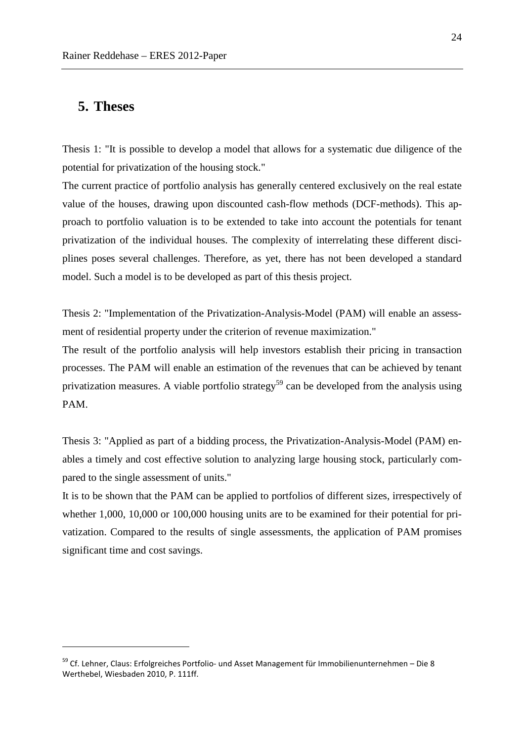## 5. Theses

Thesis 1: "It is possible to develop a model that allows for a systematic due diligence of the potential for privatization of the housing stock."

The current practice of portfolio analysis has generally centered exclusively on the real estate value of the houses, drawing upon discounted cash-flow methods (DCF-methods). This approach to portfolio valuation is to be extended to take into account the potentials for tenant privatization of the individual houses. The complexity of interrelating these different disciplines poses several challenges. Therefore, as yet, there has not been developed a standard model. Such a model is to be developed as part of this thesis project.

Thesis 2: "Implementation of the Privatization-Analysis-Model (PAM) will enable an assessment of residential property under the criterion of revenue maximization."

The result of the portfolio analysis will help investors establish their pricing in transaction processes. The PAM will enable an estimation of the revenues that can be achieved by tenant privatization measures. A viable portfolio strategy[59] can be developed from the analysis using PAM.

Thesis 3: "Applied as part of a bidding process, the Privatization-Analysis-Model (PAM) enables a timely and cost effective solution to analyzing large housing stock, particularly compared to the single assessment of units."

It is to be shown that the PAM can be applied to portfolios of different sizes, irrespectively of whether 1,000, 10,000 or 100,000 housing units are to be examined for their potential for privatization. Compared to the results of single assessments, the application of PAM promises significant time and cost savings.

---

[59] Cf. Lehner, Claus: Erfolgreiches Portfolio- und Asset Management für Immobilienunternehmen – Die 8 Werthebel, Wiesbaden 2010, P. 111ff.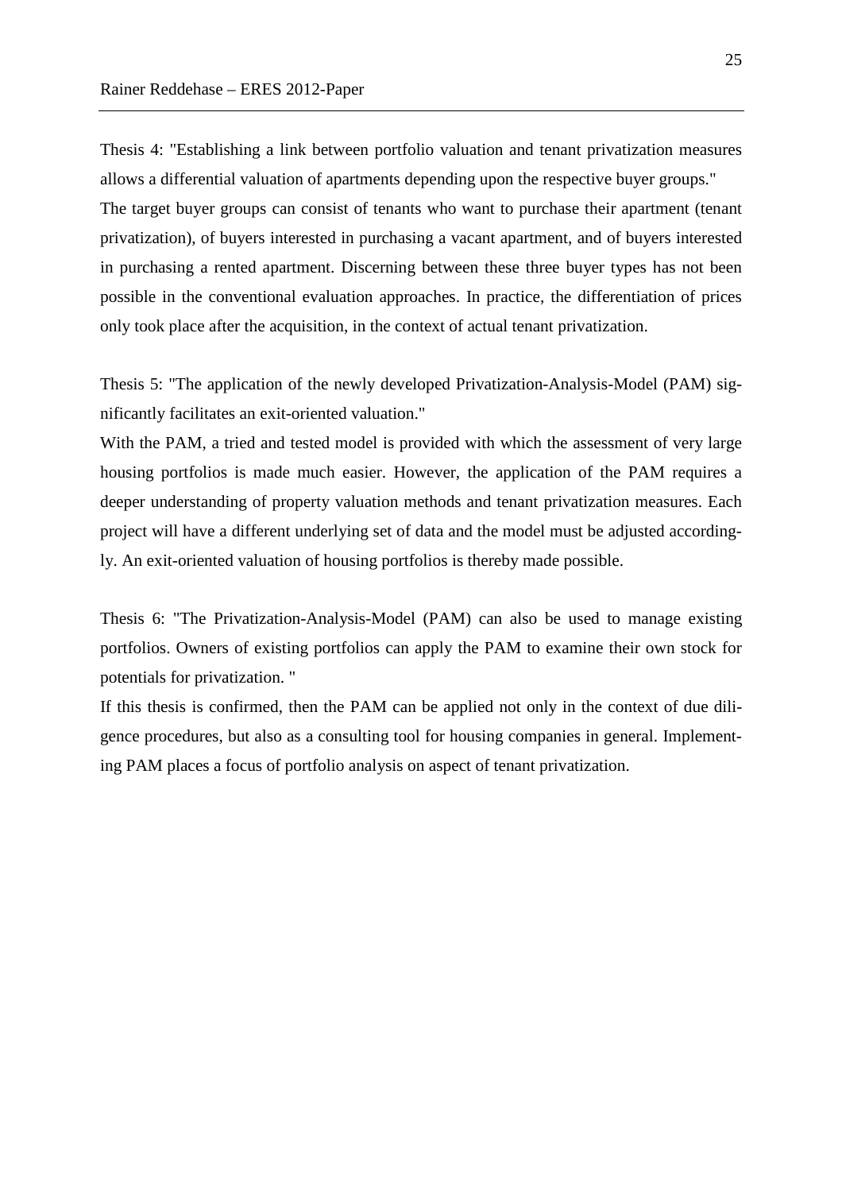Thesis 4: "Establishing a link between portfolio valuation and tenant privatization measures allows a differential valuation of apartments depending upon the respective buyer groups."

The target buyer groups can consist of tenants who want to purchase their apartment (tenant privatization), of buyers interested in purchasing a vacant apartment, and of buyers interested in purchasing a rented apartment. Discerning between these three buyer types has not been possible in the conventional evaluation approaches. In practice, the differentiation of prices only took place after the acquisition, in the context of actual tenant privatization.

Thesis 5: "The application of the newly developed Privatization-Analysis-Model (PAM) significantly facilitates an exit-oriented valuation."

With the PAM, a tried and tested model is provided with which the assessment of very large housing portfolios is made much easier. However, the application of the PAM requires a deeper understanding of property valuation methods and tenant privatization measures. Each project will have a different underlying set of data and the model must be adjusted accordingly. An exit-oriented valuation of housing portfolios is thereby made possible.

Thesis 6: "The Privatization-Analysis-Model (PAM) can also be used to manage existing portfolios. Owners of existing portfolios can apply the PAM to examine their own stock for potentials for privatization. "

If this thesis is confirmed, then the PAM can be applied not only in the context of due diligence procedures, but also as a consulting tool for housing companies in general. Implementing PAM places a focus of portfolio analysis on aspect of tenant privatization.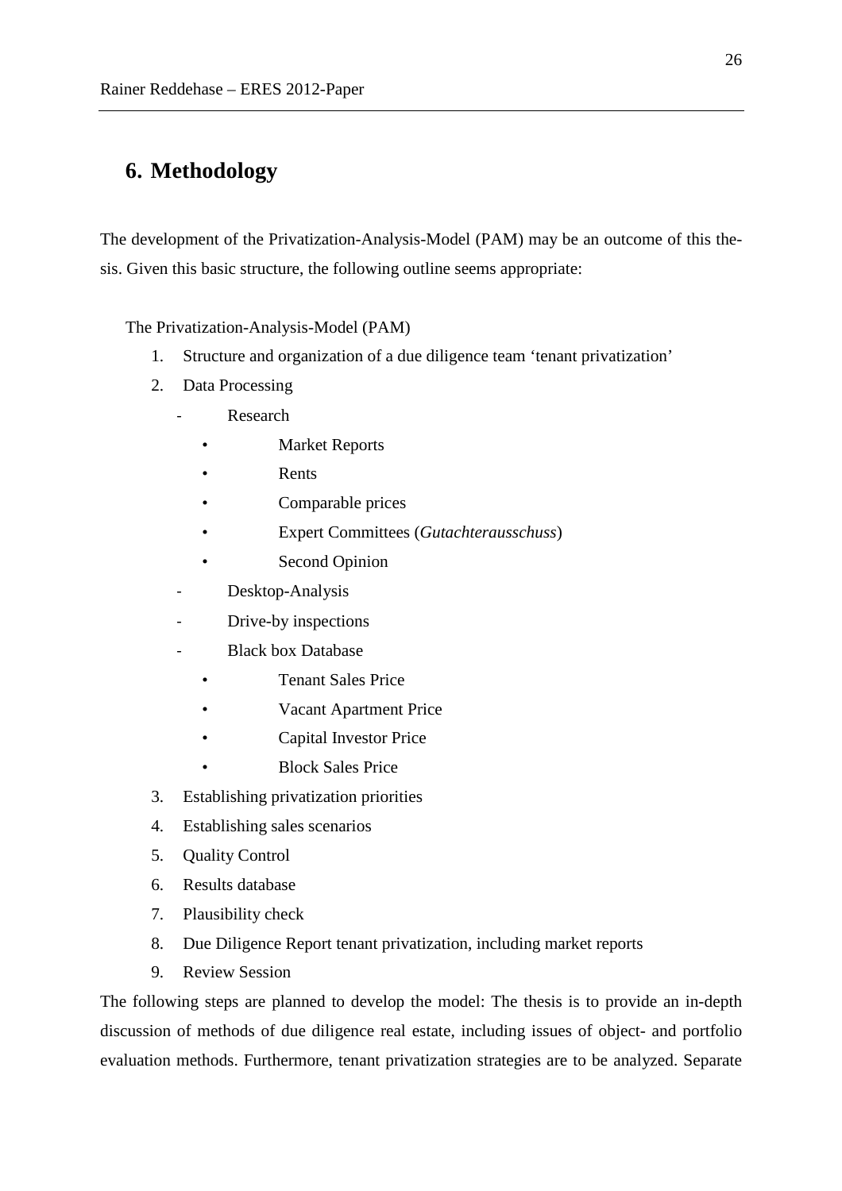# 6. Methodology

The development of the Privatization-Analysis-Model (PAM) may be an outcome of this thesis. Given this basic structure, the following outline seems appropriate:

The Privatization-Analysis-Model (PAM)

1. Structure and organization of a due diligence team 'tenant privatization'
2. Data Processing
   - Research
     - Market Reports
     - Rents
     - Comparable prices
     - Expert Committees (*Gutachterausschuss*)
     - Second Opinion
   - Desktop-Analysis
   - Drive-by inspections
   - Black box Database
     - Tenant Sales Price
     - Vacant Apartment Price
     - Capital Investor Price
     - Block Sales Price
3. Establishing privatization priorities
4. Establishing sales scenarios
5. Quality Control
6. Results database
7. Plausibility check
8. Due Diligence Report tenant privatization, including market reports
9. Review Session

The following steps are planned to develop the model: The thesis is to provide an in-depth discussion of methods of due diligence real estate, including issues of object- and portfolio evaluation methods. Furthermore, tenant privatization strategies are to be analyzed. Separate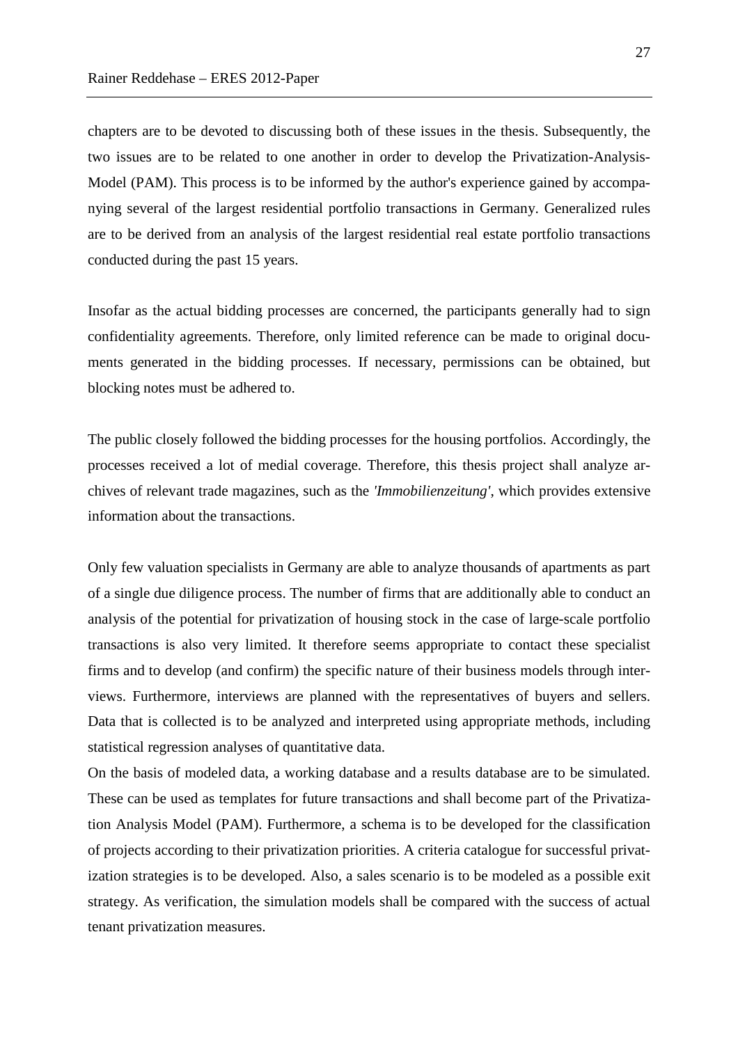chapters are to be devoted to discussing both of these issues in the thesis. Subsequently, the two issues are to be related to one another in order to develop the Privatization-Analysis-Model (PAM). This process is to be informed by the author's experience gained by accompanying several of the largest residential portfolio transactions in Germany. Generalized rules are to be derived from an analysis of the largest residential real estate portfolio transactions conducted during the past 15 years.

Insofar as the actual bidding processes are concerned, the participants generally had to sign confidentiality agreements. Therefore, only limited reference can be made to original documents generated in the bidding processes. If necessary, permissions can be obtained, but blocking notes must be adhered to.

The public closely followed the bidding processes for the housing portfolios. Accordingly, the processes received a lot of medial coverage. Therefore, this thesis project shall analyze archives of relevant trade magazines, such as the *'Immobilienzeitung'*, which provides extensive information about the transactions.

Only few valuation specialists in Germany are able to analyze thousands of apartments as part of a single due diligence process. The number of firms that are additionally able to conduct an analysis of the potential for privatization of housing stock in the case of large-scale portfolio transactions is also very limited. It therefore seems appropriate to contact these specialist firms and to develop (and confirm) the specific nature of their business models through interviews. Furthermore, interviews are planned with the representatives of buyers and sellers. Data that is collected is to be analyzed and interpreted using appropriate methods, including statistical regression analyses of quantitative data.

On the basis of modeled data, a working database and a results database are to be simulated. These can be used as templates for future transactions and shall become part of the Privatization Analysis Model (PAM). Furthermore, a schema is to be developed for the classification of projects according to their privatization priorities. A criteria catalogue for successful privatization strategies is to be developed. Also, a sales scenario is to be modeled as a possible exit strategy. As verification, the simulation models shall be compared with the success of actual tenant privatization measures.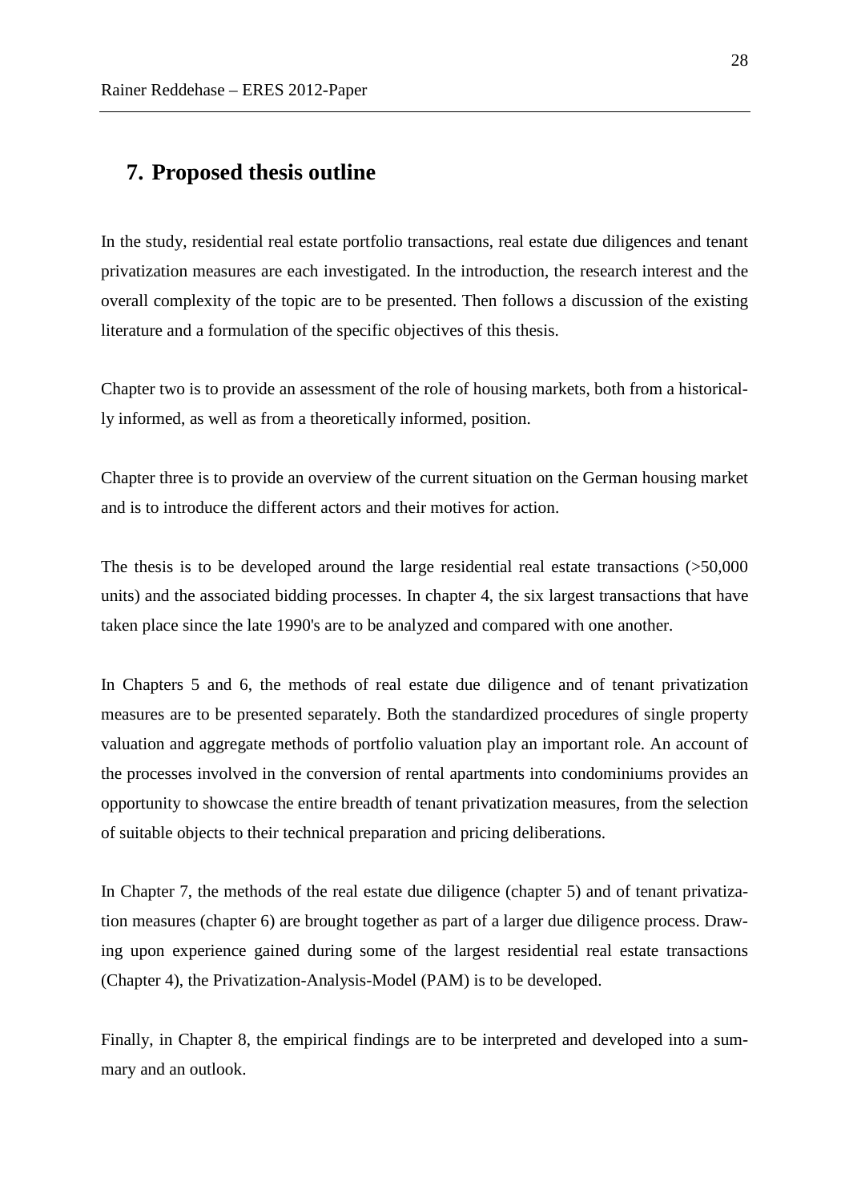## 7. Proposed thesis outline

In the study, residential real estate portfolio transactions, real estate due diligences and tenant privatization measures are each investigated. In the introduction, the research interest and the overall complexity of the topic are to be presented. Then follows a discussion of the existing literature and a formulation of the specific objectives of this thesis.

Chapter two is to provide an assessment of the role of housing markets, both from a historically informed, as well as from a theoretically informed, position.

Chapter three is to provide an overview of the current situation on the German housing market and is to introduce the different actors and their motives for action.

The thesis is to be developed around the large residential real estate transactions (>50,000 units) and the associated bidding processes. In chapter 4, the six largest transactions that have taken place since the late 1990's are to be analyzed and compared with one another.

In Chapters 5 and 6, the methods of real estate due diligence and of tenant privatization measures are to be presented separately. Both the standardized procedures of single property valuation and aggregate methods of portfolio valuation play an important role. An account of the processes involved in the conversion of rental apartments into condominiums provides an opportunity to showcase the entire breadth of tenant privatization measures, from the selection of suitable objects to their technical preparation and pricing deliberations.

In Chapter 7, the methods of the real estate due diligence (chapter 5) and of tenant privatization measures (chapter 6) are brought together as part of a larger due diligence process. Drawing upon experience gained during some of the largest residential real estate transactions (Chapter 4), the Privatization-Analysis-Model (PAM) is to be developed.

Finally, in Chapter 8, the empirical findings are to be interpreted and developed into a summary and an outlook.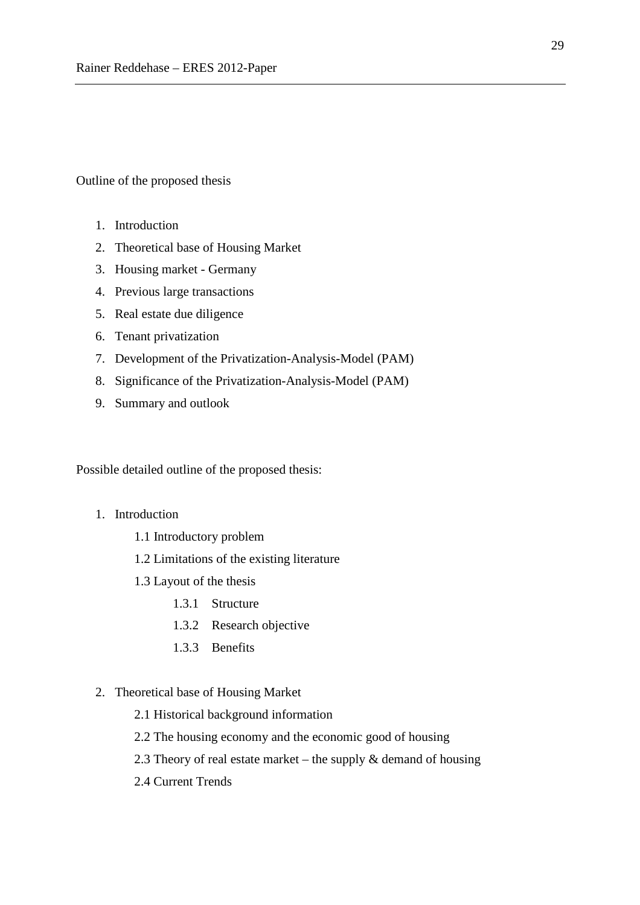Outline of the proposed thesis

1. Introduction
2. Theoretical base of Housing Market
3. Housing market - Germany
4. Previous large transactions
5. Real estate due diligence
6. Tenant privatization
7. Development of the Privatization-Analysis-Model (PAM)
8. Significance of the Privatization-Analysis-Model (PAM)
9. Summary and outlook

Possible detailed outline of the proposed thesis:

1. Introduction
    - 1.1 Introductory problem
    - 1.2 Limitations of the existing literature
    - 1.3 Layout of the thesis
        - 1.3.1 Structure
        - 1.3.2 Research objective
        - 1.3.3 Benefits

2. Theoretical base of Housing Market
    - 2.1 Historical background information
    - 2.2 The housing economy and the economic good of housing
    - 2.3 Theory of real estate market – the supply & demand of housing
    - 2.4 Current Trends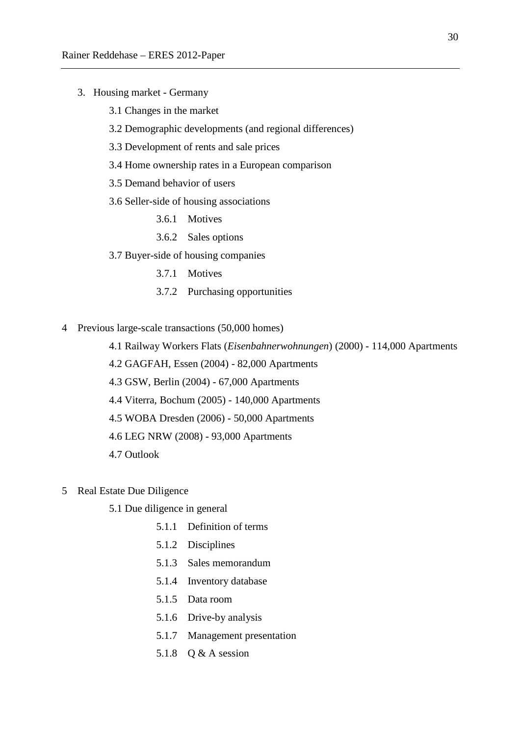3. Housing market - Germany
   - 3.1 Changes in the market
   - 3.2 Demographic developments (and regional differences)
   - 3.3 Development of rents and sale prices
   - 3.4 Home ownership rates in a European comparison
   - 3.5 Demand behavior of users
   - 3.6 Seller-side of housing associations
     - 3.6.1 Motives
     - 3.6.2 Sales options
   - 3.7 Buyer-side of housing companies
     - 3.7.1 Motives
     - 3.7.2 Purchasing opportunities

4 Previous large-scale transactions (50,000 homes)
   - 4.1 Railway Workers Flats (*Eisenbahnerwohnungen*) (2000) - 114,000 Apartments
   - 4.2 GAGFAH, Essen (2004) - 82,000 Apartments
   - 4.3 GSW, Berlin (2004) - 67,000 Apartments
   - 4.4 Viterra, Bochum (2005) - 140,000 Apartments
   - 4.5 WOBA Dresden (2006) - 50,000 Apartments
   - 4.6 LEG NRW (2008) - 93,000 Apartments
   - 4.7 Outlook

5 Real Estate Due Diligence
   - 5.1 Due diligence in general
     - 5.1.1 Definition of terms
     - 5.1.2 Disciplines
     - 5.1.3 Sales memorandum
     - 5.1.4 Inventory database
     - 5.1.5 Data room
     - 5.1.6 Drive-by analysis
     - 5.1.7 Management presentation
     - 5.1.8 Q & A session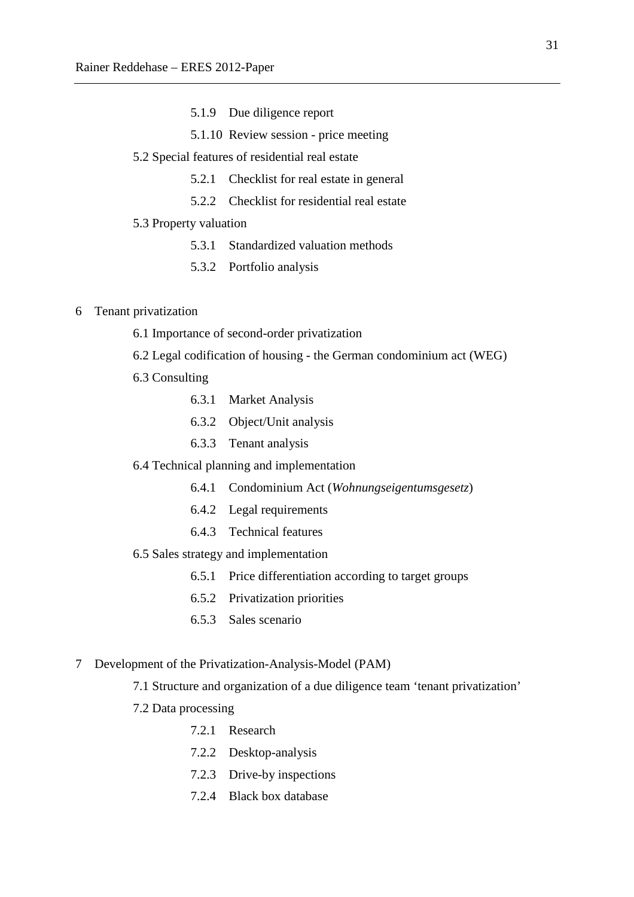5.1.9 Due diligence report

5.1.10 Review session - price meeting

5.2 Special features of residential real estate

5.2.1 Checklist for real estate in general

5.2.2 Checklist for residential real estate

5.3 Property valuation

5.3.1 Standardized valuation methods

5.3.2 Portfolio analysis

6 Tenant privatization

6.1 Importance of second-order privatization

6.2 Legal codification of housing - the German condominium act (WEG)

6.3 Consulting

6.3.1 Market Analysis

6.3.2 Object/Unit analysis

6.3.3 Tenant analysis

6.4 Technical planning and implementation

6.4.1 Condominium Act (*Wohnungseigentumsgesetz*)

6.4.2 Legal requirements

6.4.3 Technical features

6.5 Sales strategy and implementation

6.5.1 Price differentiation according to target groups

6.5.2 Privatization priorities

6.5.3 Sales scenario

7 Development of the Privatization-Analysis-Model (PAM)

7.1 Structure and organization of a due diligence team 'tenant privatization'

7.2 Data processing

7.2.1 Research

7.2.2 Desktop-analysis

7.2.3 Drive-by inspections

7.2.4 Black box database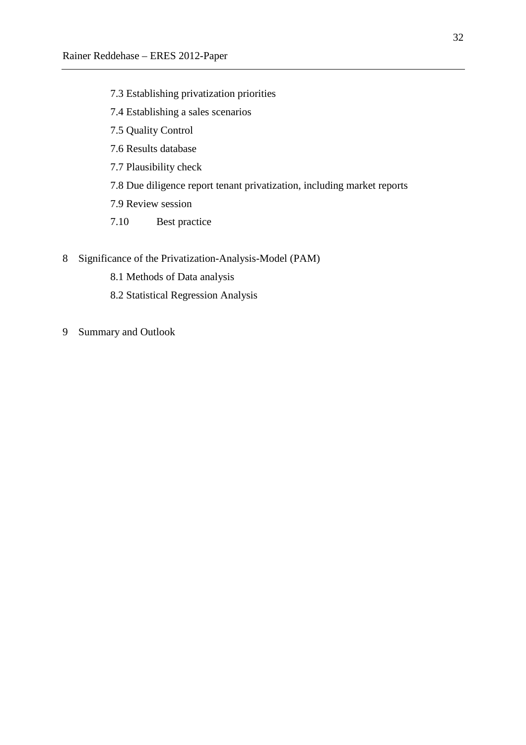7.3 Establishing privatization priorities

7.4 Establishing a sales scenarios

7.5 Quality Control

7.6 Results database

7.7 Plausibility check

7.8 Due diligence report tenant privatization, including market reports

7.9 Review session

7.10 Best practice

8 Significance of the Privatization-Analysis-Model (PAM)

8.1 Methods of Data analysis

8.2 Statistical Regression Analysis

9 Summary and Outlook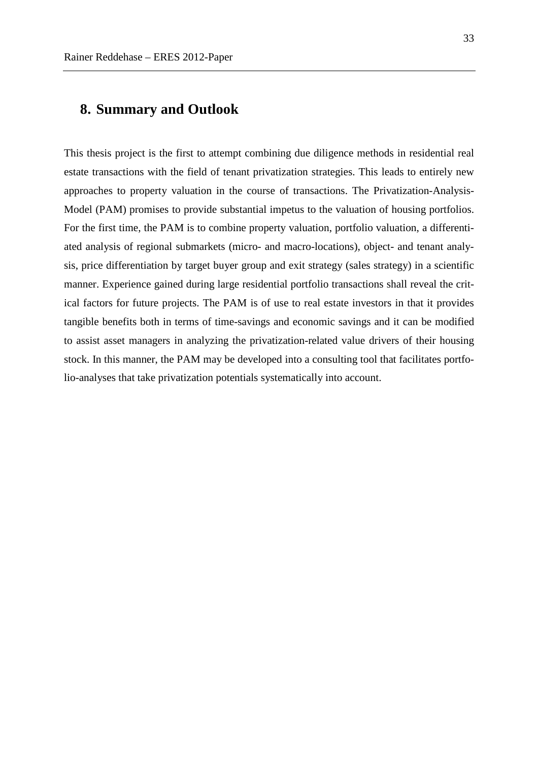## 8. Summary and Outlook

This thesis project is the first to attempt combining due diligence methods in residential real estate transactions with the field of tenant privatization strategies. This leads to entirely new approaches to property valuation in the course of transactions. The Privatization-Analysis-Model (PAM) promises to provide substantial impetus to the valuation of housing portfolios. For the first time, the PAM is to combine property valuation, portfolio valuation, a differentiated analysis of regional submarkets (micro- and macro-locations), object- and tenant analysis, price differentiation by target buyer group and exit strategy (sales strategy) in a scientific manner. Experience gained during large residential portfolio transactions shall reveal the critical factors for future projects. The PAM is of use to real estate investors in that it provides tangible benefits both in terms of time-savings and economic savings and it can be modified to assist asset managers in analyzing the privatization-related value drivers of their housing stock. In this manner, the PAM may be developed into a consulting tool that facilitates portfolio-analyses that take privatization potentials systematically into account.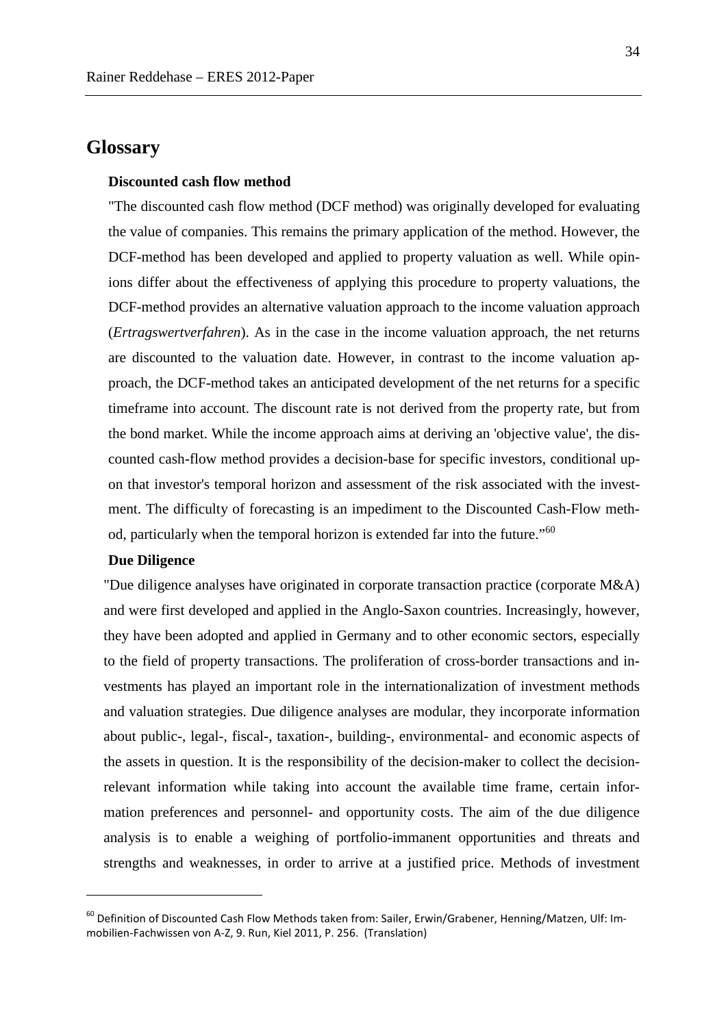# Glossary

**Discounted cash flow method**

"The discounted cash flow method (DCF method) was originally developed for evaluating the value of companies. This remains the primary application of the method. However, the DCF-method has been developed and applied to property valuation as well. While opinions differ about the effectiveness of applying this procedure to property valuations, the DCF-method provides an alternative valuation approach to the income valuation approach (*Ertragswertverfahren*). As in the case in the income valuation approach, the net returns are discounted to the valuation date. However, in contrast to the income valuation approach, the DCF-method takes an anticipated development of the net returns for a specific timeframe into account. The discount rate is not derived from the property rate, but from the bond market. While the income approach aims at deriving an 'objective value', the discounted cash-flow method provides a decision-base for specific investors, conditional upon that investor's temporal horizon and assessment of the risk associated with the investment. The difficulty of forecasting is an impediment to the Discounted Cash-Flow method, particularly when the temporal horizon is extended far into the future."[60]

**Due Diligence**

"Due diligence analyses have originated in corporate transaction practice (corporate M&A) and were first developed and applied in the Anglo-Saxon countries. Increasingly, however, they have been adopted and applied in Germany and to other economic sectors, especially to the field of property transactions. The proliferation of cross-border transactions and investments has played an important role in the internationalization of investment methods and valuation strategies. Due diligence analyses are modular, they incorporate information about public-, legal-, fiscal-, taxation-, building-, environmental- and economic aspects of the assets in question. It is the responsibility of the decision-maker to collect the decision-relevant information while taking into account the available time frame, certain information preferences and personnel- and opportunity costs. The aim of the due diligence analysis is to enable a weighing of portfolio-immanent opportunities and threats and strengths and weaknesses, in order to arrive at a justified price. Methods of investment

---

[60] Definition of Discounted Cash Flow Methods taken from: Sailer, Erwin/Grabener, Henning/Matzen, Ulf: Immobilien-Fachwissen von A-Z, 9. Run, Kiel 2011, P. 256. (Translation)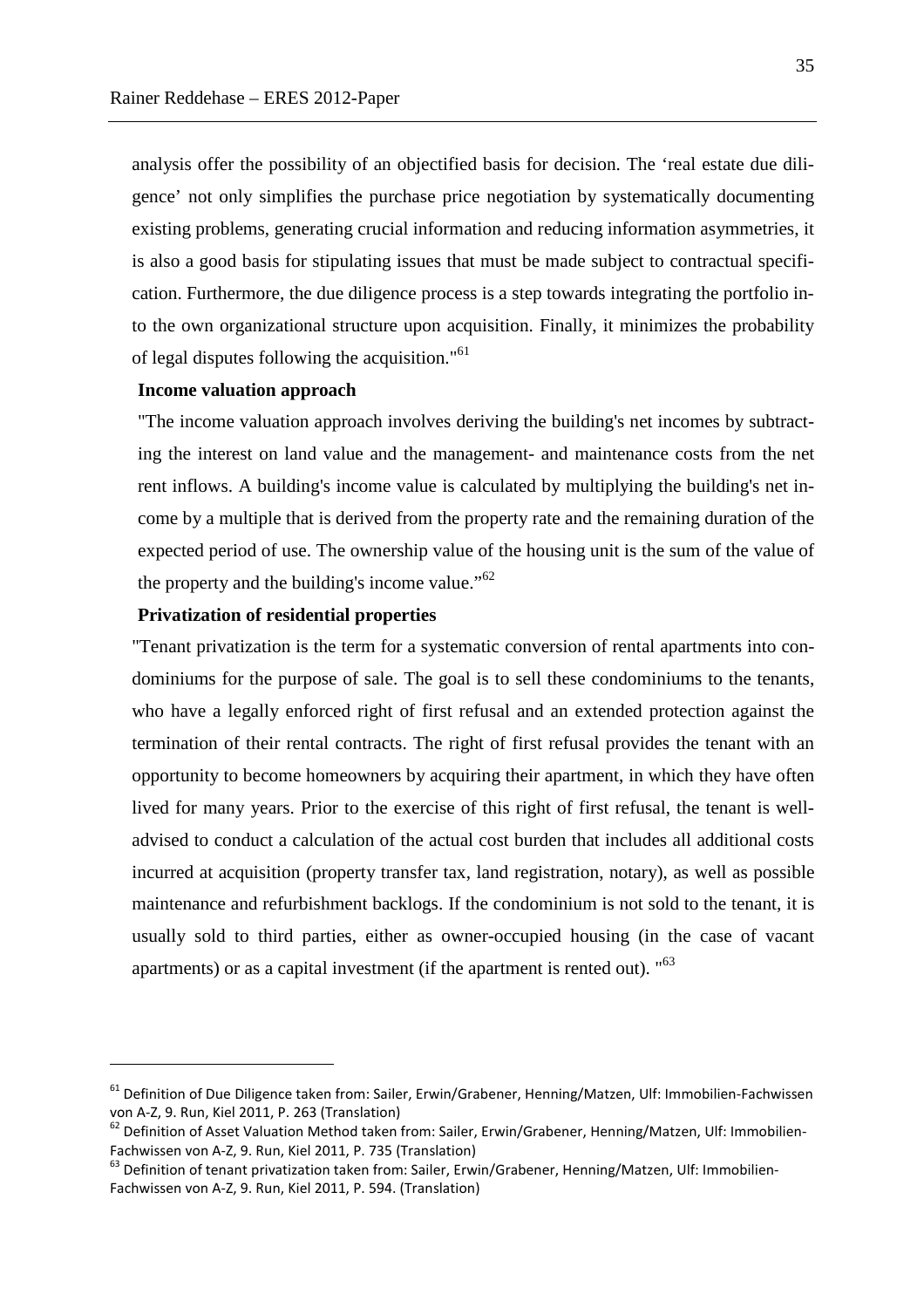analysis offer the possibility of an objectified basis for decision. The 'real estate due diligence' not only simplifies the purchase price negotiation by systematically documenting existing problems, generating crucial information and reducing information asymmetries, it is also a good basis for stipulating issues that must be made subject to contractual specification. Furthermore, the due diligence process is a step towards integrating the portfolio into the own organizational structure upon acquisition. Finally, it minimizes the probability of legal disputes following the acquisition."[61]

**Income valuation approach**

"The income valuation approach involves deriving the building's net incomes by subtracting the interest on land value and the management- and maintenance costs from the net rent inflows. A building's income value is calculated by multiplying the building's net income by a multiple that is derived from the property rate and the remaining duration of the expected period of use. The ownership value of the housing unit is the sum of the value of the property and the building's income value."[62]

**Privatization of residential properties**

"Tenant privatization is the term for a systematic conversion of rental apartments into condominiums for the purpose of sale. The goal is to sell these condominiums to the tenants, who have a legally enforced right of first refusal and an extended protection against the termination of their rental contracts. The right of first refusal provides the tenant with an opportunity to become homeowners by acquiring their apartment, in which they have often lived for many years. Prior to the exercise of this right of first refusal, the tenant is well-advised to conduct a calculation of the actual cost burden that includes all additional costs incurred at acquisition (property transfer tax, land registration, notary), as well as possible maintenance and refurbishment backlogs. If the condominium is not sold to the tenant, it is usually sold to third parties, either as owner-occupied housing (in the case of vacant apartments) or as a capital investment (if the apartment is rented out). "[63]

---

[61] Definition of Due Diligence taken from: Sailer, Erwin/Grabener, Henning/Matzen, Ulf: Immobilien-Fachwissen von A-Z, 9. Run, Kiel 2011, P. 263 (Translation)

[62] Definition of Asset Valuation Method taken from: Sailer, Erwin/Grabener, Henning/Matzen, Ulf: Immobilien-Fachwissen von A-Z, 9. Run, Kiel 2011, P. 735 (Translation)

[63] Definition of tenant privatization taken from: Sailer, Erwin/Grabener, Henning/Matzen, Ulf: Immobilien-Fachwissen von A-Z, 9. Run, Kiel 2011, P. 594. (Translation)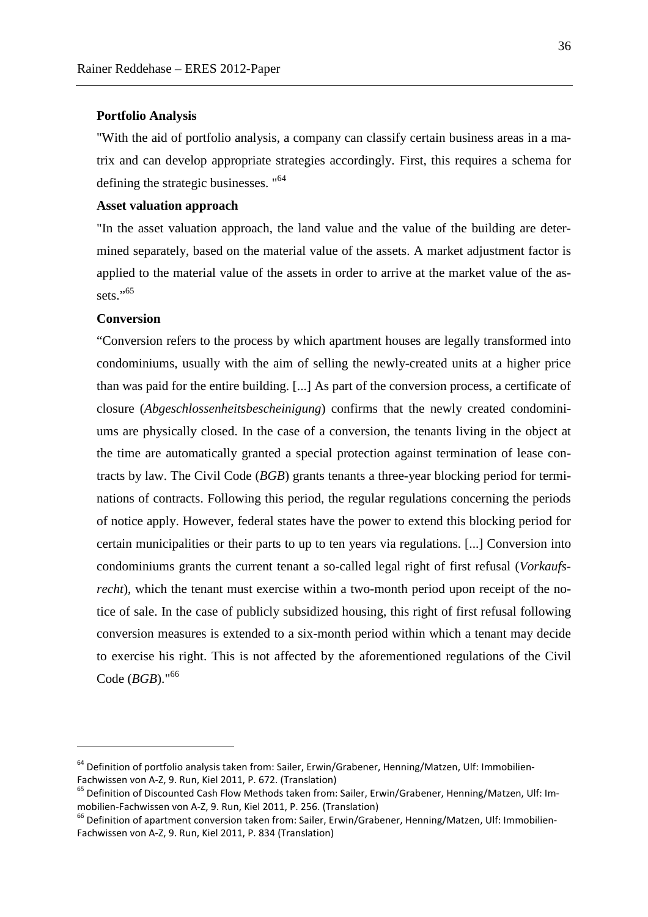**Portfolio Analysis**

"With the aid of portfolio analysis, a company can classify certain business areas in a matrix and can develop appropriate strategies accordingly. First, this requires a schema for defining the strategic businesses. "[64]

**Asset valuation approach**

"In the asset valuation approach, the land value and the value of the building are determined separately, based on the material value of the assets. A market adjustment factor is applied to the material value of the assets in order to arrive at the market value of the assets."[65]

**Conversion**

"Conversion refers to the process by which apartment houses are legally transformed into condominiums, usually with the aim of selling the newly-created units at a higher price than was paid for the entire building. [...] As part of the conversion process, a certificate of closure (*Abgeschlossenheitsbescheinigung*) confirms that the newly created condominiums are physically closed. In the case of a conversion, the tenants living in the object at the time are automatically granted a special protection against termination of lease contracts by law. The Civil Code (*BGB*) grants tenants a three-year blocking period for terminations of contracts. Following this period, the regular regulations concerning the periods of notice apply. However, federal states have the power to extend this blocking period for certain municipalities or their parts to up to ten years via regulations. [...] Conversion into condominiums grants the current tenant a so-called legal right of first refusal (*Vorkaufsrecht*), which the tenant must exercise within a two-month period upon receipt of the notice of sale. In the case of publicly subsidized housing, this right of first refusal following conversion measures is extended to a six-month period within which a tenant may decide to exercise his right. This is not affected by the aforementioned regulations of the Civil Code (*BGB*)."[66]

---

[64] Definition of portfolio analysis taken from: Sailer, Erwin/Grabener, Henning/Matzen, Ulf: Immobilien-Fachwissen von A-Z, 9. Run, Kiel 2011, P. 672. (Translation)

[65] Definition of Discounted Cash Flow Methods taken from: Sailer, Erwin/Grabener, Henning/Matzen, Ulf: Immobilien-Fachwissen von A-Z, 9. Run, Kiel 2011, P. 256. (Translation)

[66] Definition of apartment conversion taken from: Sailer, Erwin/Grabener, Henning/Matzen, Ulf: Immobilien-Fachwissen von A-Z, 9. Run, Kiel 2011, P. 834 (Translation)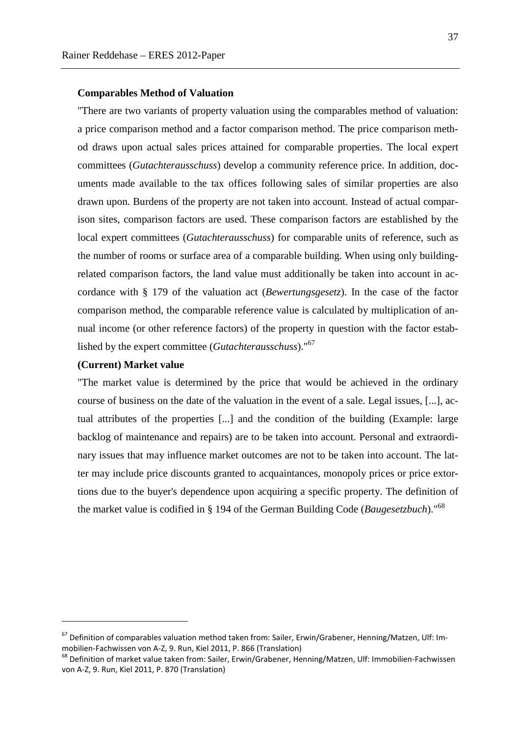**Comparables Method of Valuation**

"There are two variants of property valuation using the comparables method of valuation: a price comparison method and a factor comparison method. The price comparison method draws upon actual sales prices attained for comparable properties. The local expert committees (*Gutachterausschuss*) develop a community reference price. In addition, documents made available to the tax offices following sales of similar properties are also drawn upon. Burdens of the property are not taken into account. Instead of actual comparison sites, comparison factors are used. These comparison factors are established by the local expert committees (*Gutachterausschuss*) for comparable units of reference, such as the number of rooms or surface area of a comparable building. When using only building-related comparison factors, the land value must additionally be taken into account in accordance with § 179 of the valuation act (*Bewertungsgesetz*). In the case of the factor comparison method, the comparable reference value is calculated by multiplication of annual income (or other reference factors) of the property in question with the factor established by the expert committee (*Gutachterausschuss*)."[67]

**(Current) Market value**

"The market value is determined by the price that would be achieved in the ordinary course of business on the date of the valuation in the event of a sale. Legal issues, [...], actual attributes of the properties [...] and the condition of the building (Example: large backlog of maintenance and repairs) are to be taken into account. Personal and extraordinary issues that may influence market outcomes are not to be taken into account. The latter may include price discounts granted to acquaintances, monopoly prices or price extortions due to the buyer's dependence upon acquiring a specific property. The definition of the market value is codified in § 194 of the German Building Code (*Baugesetzbuch*)."[68]

---

[67] Definition of comparables valuation method taken from: Sailer, Erwin/Grabener, Henning/Matzen, Ulf: Immobilien-Fachwissen von A-Z, 9. Run, Kiel 2011, P. 866 (Translation)

[68] Definition of market value taken from: Sailer, Erwin/Grabener, Henning/Matzen, Ulf: Immobilien-Fachwissen von A-Z, 9. Run, Kiel 2011, P. 870 (Translation)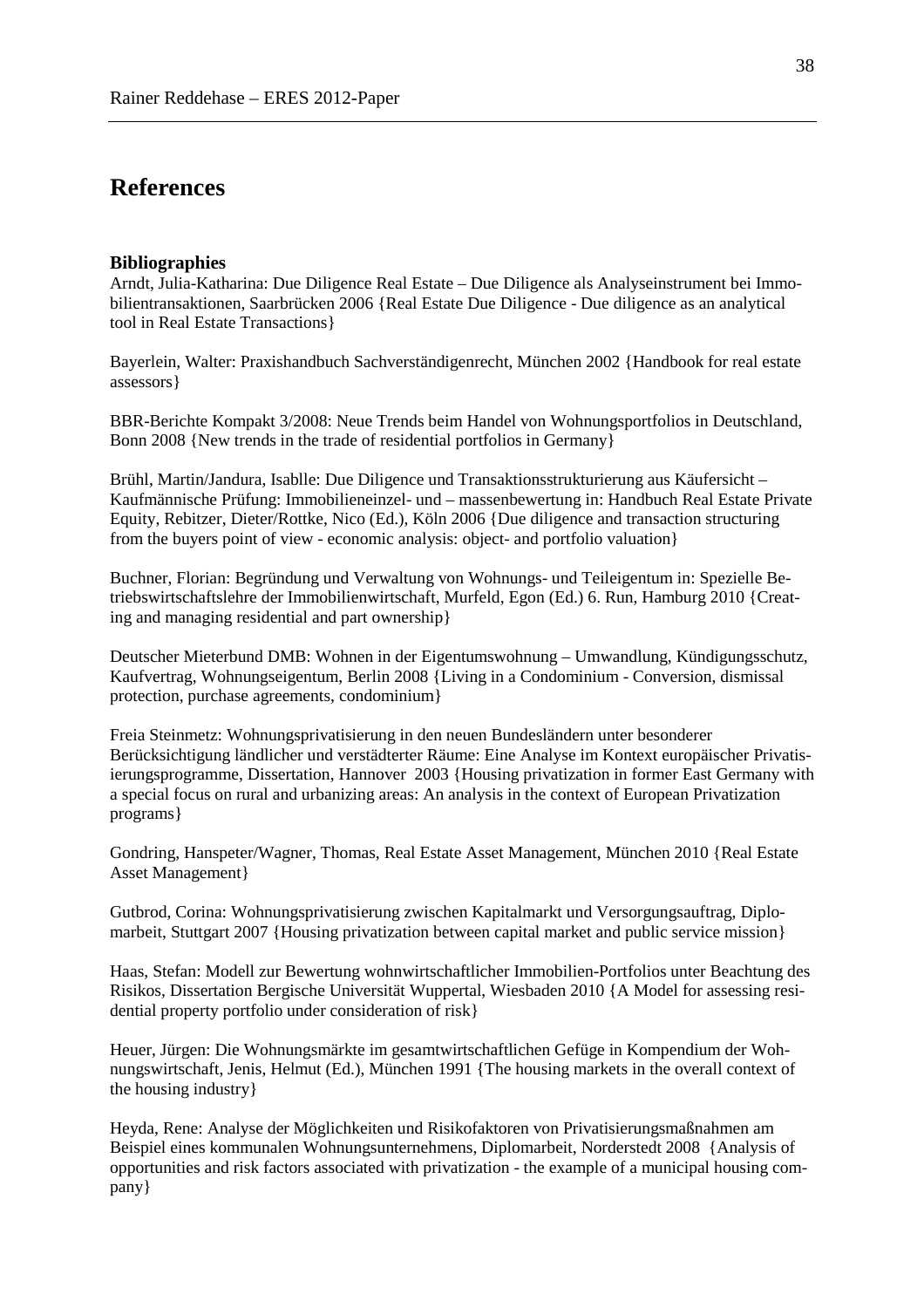# References

### Bibliographies

Arndt, Julia-Katharina: Due Diligence Real Estate – Due Diligence als Analyseinstrument bei Immobilientransaktionen, Saarbrücken 2006 {Real Estate Due Diligence - Due diligence as an analytical tool in Real Estate Transactions}

Bayerlein, Walter: Praxishandbuch Sachverständigenrecht, München 2002 {Handbook for real estate assessors}

BBR-Berichte Kompakt 3/2008: Neue Trends beim Handel von Wohnungsportfolios in Deutschland, Bonn 2008 {New trends in the trade of residential portfolios in Germany}

Brühl, Martin/Jandura, Isablle: Due Diligence und Transaktionsstrukturierung aus Käufersicht – Kaufmännische Prüfung: Immobilieneinzel- und – massenbewertung in: Handbuch Real Estate Private Equity, Rebitzer, Dieter/Rottke, Nico (Ed.), Köln 2006 {Due diligence and transaction structuring from the buyers point of view - economic analysis: object- and portfolio valuation}

Buchner, Florian: Begründung und Verwaltung von Wohnungs- und Teileigentum in: Spezielle Betriebswirtschaftslehre der Immobilienwirtschaft, Murfeld, Egon (Ed.) 6. Run, Hamburg 2010 {Creating and managing residential and part ownership}

Deutscher Mieterbund DMB: Wohnen in der Eigentumswohnung – Umwandlung, Kündigungsschutz, Kaufvertrag, Wohnungseigentum, Berlin 2008 {Living in a Condominium - Conversion, dismissal protection, purchase agreements, condominium}

Freia Steinmetz: Wohnungsprivatisierung in den neuen Bundesländern unter besonderer Berücksichtigung ländlicher und verstädterter Räume: Eine Analyse im Kontext europäischer Privatisierungsprogramme, Dissertation, Hannover 2003 {Housing privatization in former East Germany with a special focus on rural and urbanizing areas: An analysis in the context of European Privatization programs}

Gondring, Hanspeter/Wagner, Thomas, Real Estate Asset Management, München 2010 {Real Estate Asset Management}

Gutbrod, Corina: Wohnungsprivatisierung zwischen Kapitalmarkt und Versorgungsauftrag, Diplomarbeit, Stuttgart 2007 {Housing privatization between capital market and public service mission}

Haas, Stefan: Modell zur Bewertung wohnwirtschaftlicher Immobilien-Portfolios unter Beachtung des Risikos, Dissertation Bergische Universität Wuppertal, Wiesbaden 2010 {A Model for assessing residential property portfolio under consideration of risk}

Heuer, Jürgen: Die Wohnungsmärkte im gesamtwirtschaftlichen Gefüge in Kompendium der Wohnungswirtschaft, Jenis, Helmut (Ed.), München 1991 {The housing markets in the overall context of the housing industry}

Heyda, Rene: Analyse der Möglichkeiten und Risikofaktoren von Privatisierungsmaßnahmen am Beispiel eines kommunalen Wohnungsunternehmens, Diplomarbeit, Norderstedt 2008 {Analysis of opportunities and risk factors associated with privatization - the example of a municipal housing company}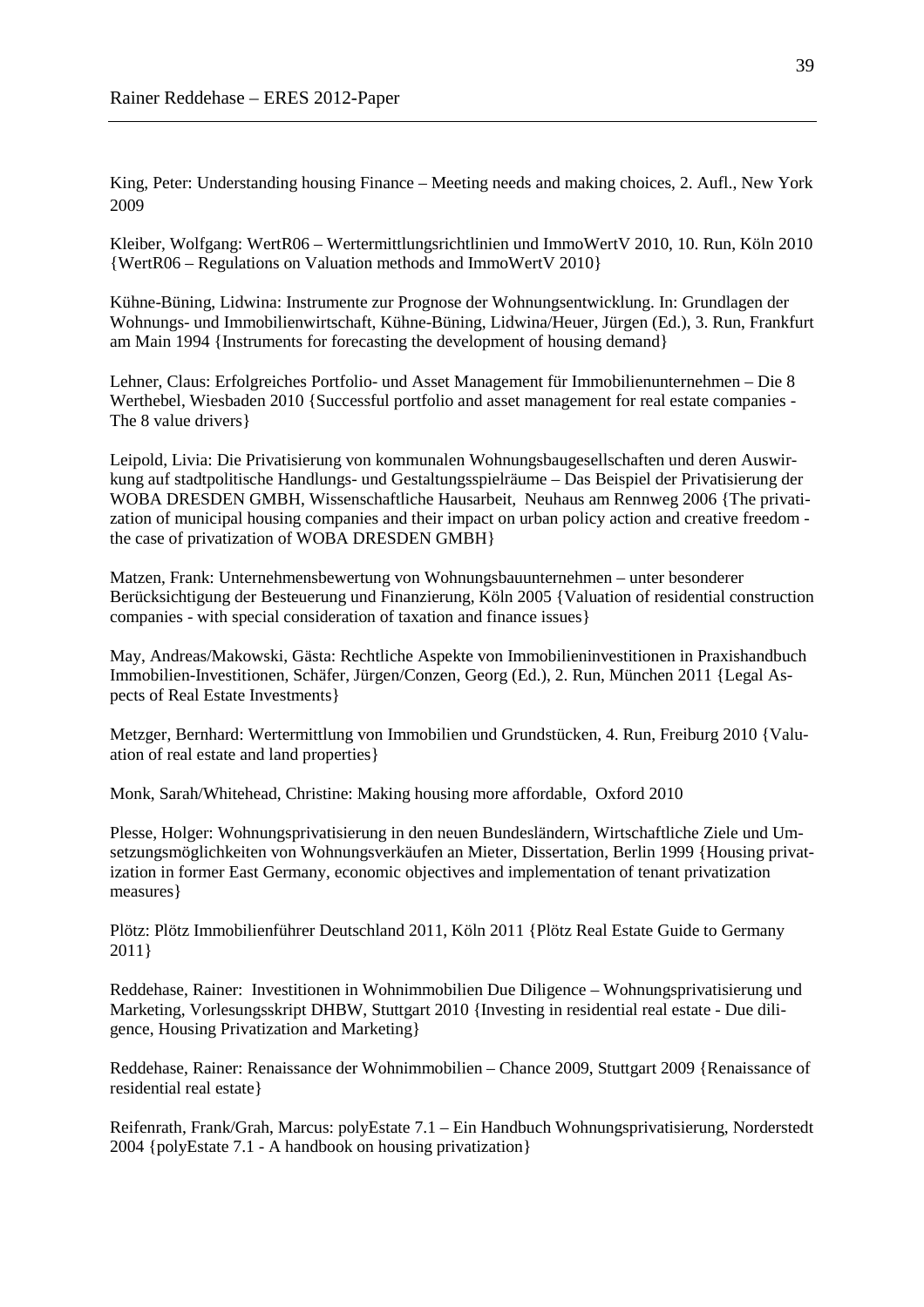King, Peter: Understanding housing Finance – Meeting needs and making choices, 2. Aufl., New York 2009

Kleiber, Wolfgang: WertR06 – Wertermittlungsrichtlinien und ImmoWertV 2010, 10. Run, Köln 2010 {WertR06 – Regulations on Valuation methods and ImmoWertV 2010}

Kühne-Büning, Lidwina: Instrumente zur Prognose der Wohnungsentwicklung. In: Grundlagen der Wohnungs- und Immobilienwirtschaft, Kühne-Büning, Lidwina/Heuer, Jürgen (Ed.), 3. Run, Frankfurt am Main 1994 {Instruments for forecasting the development of housing demand}

Lehner, Claus: Erfolgreiches Portfolio- und Asset Management für Immobilienunternehmen – Die 8 Werthebel, Wiesbaden 2010 {Successful portfolio and asset management for real estate companies - The 8 value drivers}

Leipold, Livia: Die Privatisierung von kommunalen Wohnungsbaugesellschaften und deren Auswirkung auf stadtpolitische Handlungs- und Gestaltungsspielräume – Das Beispiel der Privatisierung der WOBA DRESDEN GMBH, Wissenschaftliche Hausarbeit, Neuhaus am Rennweg 2006 {The privatization of municipal housing companies and their impact on urban policy action and creative freedom - the case of privatization of WOBA DRESDEN GMBH}

Matzen, Frank: Unternehmensbewertung von Wohnungsbauunternehmen – unter besonderer Berücksichtigung der Besteuerung und Finanzierung, Köln 2005 {Valuation of residential construction companies - with special consideration of taxation and finance issues}

May, Andreas/Makowski, Gästa: Rechtliche Aspekte von Immobilieninvestitionen in Praxishandbuch Immobilien-Investitionen, Schäfer, Jürgen/Conzen, Georg (Ed.), 2. Run, München 2011 {Legal Aspects of Real Estate Investments}

Metzger, Bernhard: Wertermittlung von Immobilien und Grundstücken, 4. Run, Freiburg 2010 {Valuation of real estate and land properties}

Monk, Sarah/Whitehead, Christine: Making housing more affordable, Oxford 2010

Plesse, Holger: Wohnungsprivatisierung in den neuen Bundesländern, Wirtschaftliche Ziele und Umsetzungsmöglichkeiten von Wohnungsverkäufen an Mieter, Dissertation, Berlin 1999 {Housing privatization in former East Germany, economic objectives and implementation of tenant privatization measures}

Plötz: Plötz Immobilienführer Deutschland 2011, Köln 2011 {Plötz Real Estate Guide to Germany 2011}

Reddehase, Rainer: Investitionen in Wohnimmobilien Due Diligence – Wohnungsprivatisierung und Marketing, Vorlesungsskript DHBW, Stuttgart 2010 {Investing in residential real estate - Due diligence, Housing Privatization and Marketing}

Reddehase, Rainer: Renaissance der Wohnimmobilien – Chance 2009, Stuttgart 2009 {Renaissance of residential real estate}

Reifenrath, Frank/Grah, Marcus: polyEstate 7.1 – Ein Handbuch Wohnungsprivatisierung, Norderstedt 2004 {polyEstate 7.1 - A handbook on housing privatization}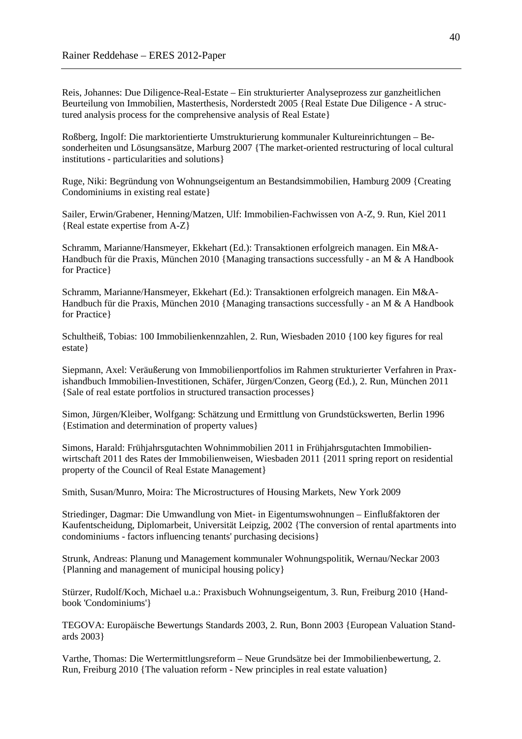Reis, Johannes: Due Diligence-Real-Estate – Ein strukturierter Analyseprozess zur ganzheitlichen Beurteilung von Immobilien, Masterthesis, Norderstedt 2005 {Real Estate Due Diligence - A structured analysis process for the comprehensive analysis of Real Estate}

Roßberg, Ingolf: Die marktorientierte Umstrukturierung kommunaler Kultureinrichtungen – Besonderheiten und Lösungsansätze, Marburg 2007 {The market-oriented restructuring of local cultural institutions - particularities and solutions}

Ruge, Niki: Begründung von Wohnungseigentum an Bestandsimmobilien, Hamburg 2009 {Creating Condominiums in existing real estate}

Sailer, Erwin/Grabener, Henning/Matzen, Ulf: Immobilien-Fachwissen von A-Z, 9. Run, Kiel 2011 {Real estate expertise from A-Z}

Schramm, Marianne/Hansmeyer, Ekkehart (Ed.): Transaktionen erfolgreich managen. Ein M&A-Handbuch für die Praxis, München 2010 {Managing transactions successfully - an M & A Handbook for Practice}

Schramm, Marianne/Hansmeyer, Ekkehart (Ed.): Transaktionen erfolgreich managen. Ein M&A-Handbuch für die Praxis, München 2010 {Managing transactions successfully - an M & A Handbook for Practice}

Schultheiß, Tobias: 100 Immobilienkennzahlen, 2. Run, Wiesbaden 2010 {100 key figures for real estate}

Siepmann, Axel: Veräußerung von Immobilienportfolios im Rahmen strukturierter Verfahren in Praxishandbuch Immobilien-Investitionen, Schäfer, Jürgen/Conzen, Georg (Ed.), 2. Run, München 2011 {Sale of real estate portfolios in structured transaction processes}

Simon, Jürgen/Kleiber, Wolfgang: Schätzung und Ermittlung von Grundstückswerten, Berlin 1996 {Estimation and determination of property values}

Simons, Harald: Frühjahrsgutachten Wohnimmobilien 2011 in Frühjahrsgutachten Immobilienwirtschaft 2011 des Rates der Immobilienweisen, Wiesbaden 2011 {2011 spring report on residential property of the Council of Real Estate Management}

Smith, Susan/Munro, Moira: The Microstructures of Housing Markets, New York 2009

Striedinger, Dagmar: Die Umwandlung von Miet- in Eigentumswohnungen – Einflußfaktoren der Kaufentscheidung, Diplomarbeit, Universität Leipzig, 2002 {The conversion of rental apartments into condominiums - factors influencing tenants' purchasing decisions}

Strunk, Andreas: Planung und Management kommunaler Wohnungspolitik, Wernau/Neckar 2003 {Planning and management of municipal housing policy}

Stürzer, Rudolf/Koch, Michael u.a.: Praxisbuch Wohnungseigentum, 3. Run, Freiburg 2010 {Handbook 'Condominiums'}

TEGOVA: Europäische Bewertungs Standards 2003, 2. Run, Bonn 2003 {European Valuation Standards 2003}

Varthe, Thomas: Die Wertermittlungsreform – Neue Grundsätze bei der Immobilienbewertung, 2. Run, Freiburg 2010 {The valuation reform - New principles in real estate valuation}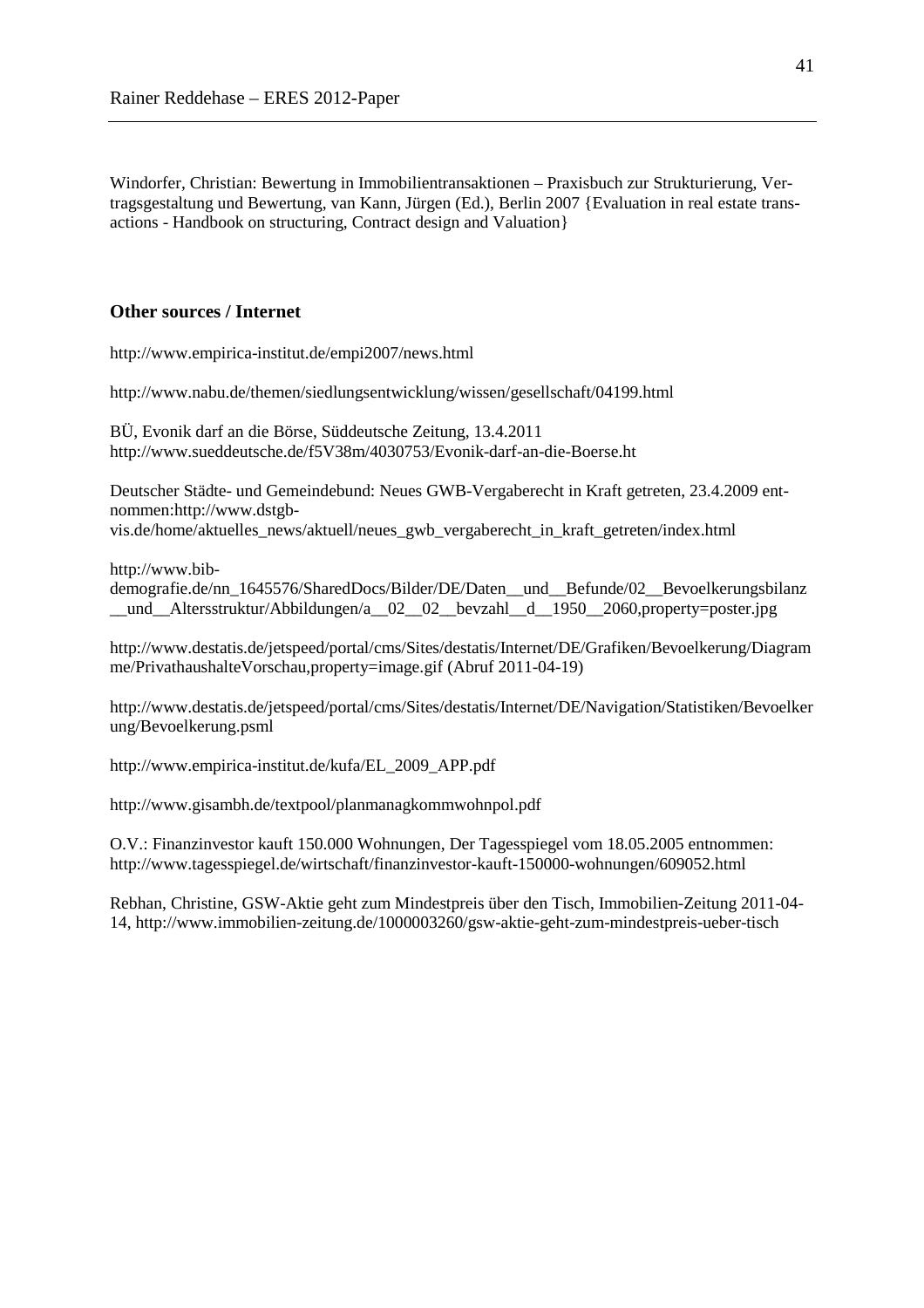Windorfer, Christian: Bewertung in Immobilientransaktionen – Praxisbuch zur Strukturierung, Vertragsgestaltung und Bewertung, van Kann, Jürgen (Ed.), Berlin 2007 {Evaluation in real estate transactions - Handbook on structuring, Contract design and Valuation}

### Other sources / Internet

http://www.empirica-institut.de/empi2007/news.html

http://www.nabu.de/themen/siedlungsentwicklung/wissen/gesellschaft/04199.html

BÜ, Evonik darf an die Börse, Süddeutsche Zeitung, 13.4.2011
http://www.sueddeutsche.de/f5V38m/4030753/Evonik-darf-an-die-Boerse.ht

Deutscher Städte- und Gemeindebund: Neues GWB-Vergaberecht in Kraft getreten, 23.4.2009 entnommen:http://www.dstgb-vis.de/home/aktuelles_news/aktuell/neues_gwb_vergaberecht_in_kraft_getreten/index.html

http://www.bib-demografie.de/nn_1645576/SharedDocs/Bilder/DE/Daten__und__Befunde/02__Bevoelkerungsbilanz__und__Altersstruktur/Abbildungen/a__02__02__bevzahl__d__1950__2060,property=poster.jpg

http://www.destatis.de/jetspeed/portal/cms/Sites/destatis/Internet/DE/Grafiken/Bevoelkerung/Diagramme/PrivathaushalteVorschau,property=image.gif (Abruf 2011-04-19)

http://www.destatis.de/jetspeed/portal/cms/Sites/destatis/Internet/DE/Navigation/Statistiken/Bevoelkerung/Bevoelkerung.psml

http://www.empirica-institut.de/kufa/EL_2009_APP.pdf

http://www.gisambh.de/textpool/planmanagkommwohnpol.pdf

O.V.: Finanzinvestor kauft 150.000 Wohnungen, Der Tagesspiegel vom 18.05.2005 entnommen:
http://www.tagesspiegel.de/wirtschaft/finanzinvestor-kauft-150000-wohnungen/609052.html

Rebhan, Christine, GSW-Aktie geht zum Mindestpreis über den Tisch, Immobilien-Zeitung 2011-04-14, http://www.immobilien-zeitung.de/1000003260/gsw-aktie-geht-zum-mindestpreis-ueber-tisch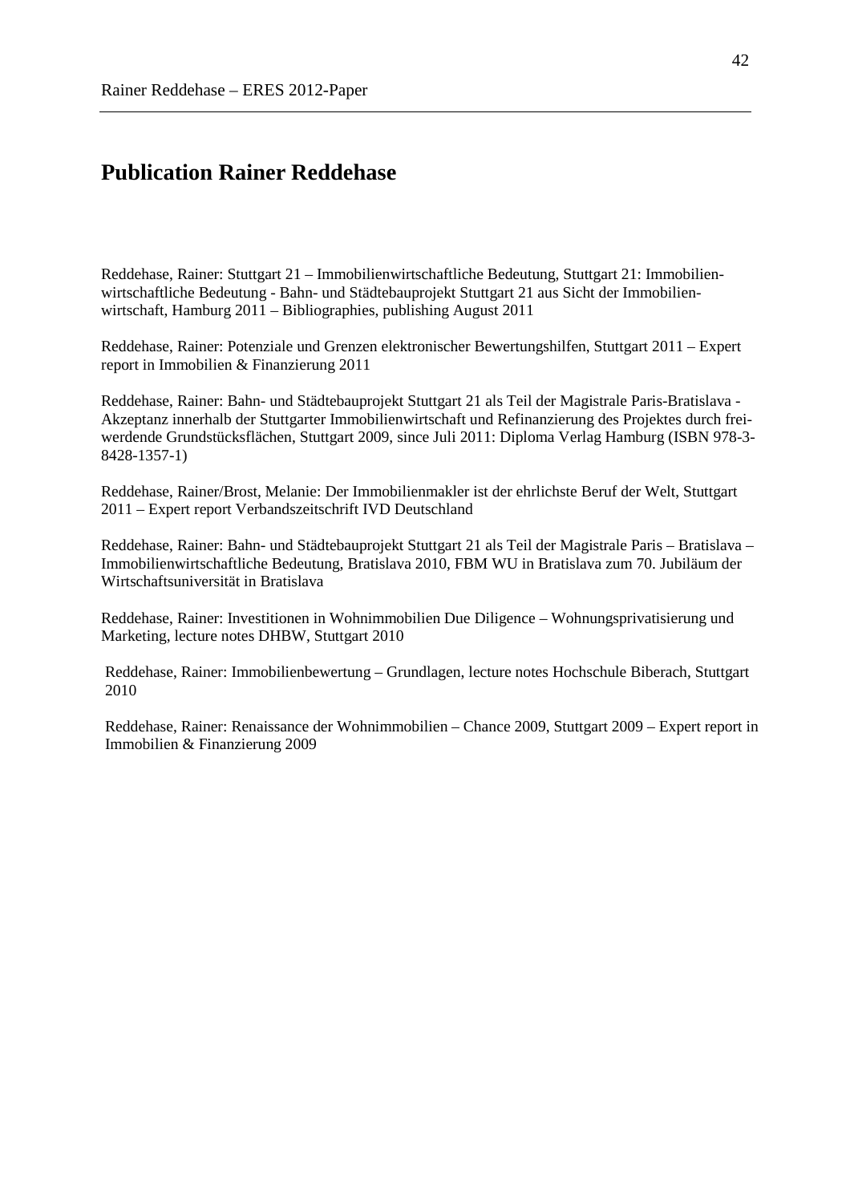# Publication Rainer Reddehase

Reddehase, Rainer: Stuttgart 21 – Immobilienwirtschaftliche Bedeutung, Stuttgart 21: Immobilienwirtschaftliche Bedeutung - Bahn- und Städtebauprojekt Stuttgart 21 aus Sicht der Immobilienwirtschaft, Hamburg 2011 – Bibliographies, publishing August 2011

Reddehase, Rainer: Potenziale und Grenzen elektronischer Bewertungshilfen, Stuttgart 2011 – Expert report in Immobilien & Finanzierung 2011

Reddehase, Rainer: Bahn- und Städtebauprojekt Stuttgart 21 als Teil der Magistrale Paris-Bratislava - Akzeptanz innerhalb der Stuttgarter Immobilienwirtschaft und Refinanzierung des Projektes durch freiwerdende Grundstücksflächen, Stuttgart 2009, since Juli 2011: Diploma Verlag Hamburg (ISBN 978-3-8428-1357-1)

Reddehase, Rainer/Brost, Melanie: Der Immobilienmakler ist der ehrlichste Beruf der Welt, Stuttgart 2011 – Expert report Verbandszeitschrift IVD Deutschland

Reddehase, Rainer: Bahn- und Städtebauprojekt Stuttgart 21 als Teil der Magistrale Paris – Bratislava – Immobilienwirtschaftliche Bedeutung, Bratislava 2010, FBM WU in Bratislava zum 70. Jubiläum der Wirtschaftsuniversität in Bratislava

Reddehase, Rainer: Investitionen in Wohnimmobilien Due Diligence – Wohnungsprivatisierung und Marketing, lecture notes DHBW, Stuttgart 2010

Reddehase, Rainer: Immobilienbewertung – Grundlagen, lecture notes Hochschule Biberach, Stuttgart 2010

Reddehase, Rainer: Renaissance der Wohnimmobilien – Chance 2009, Stuttgart 2009 – Expert report in Immobilien & Finanzierung 2009